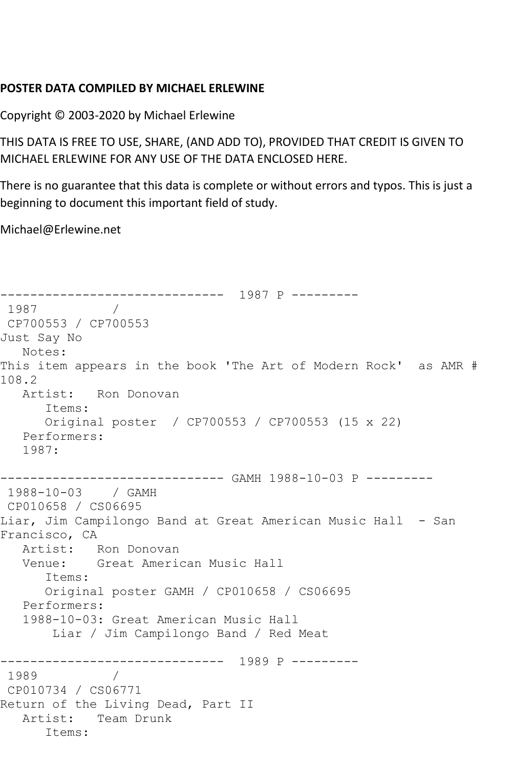**POSTER DATA COMPILED BY MICHAEL ERLEWINE**

Copyright © 2003-2020 by Michael Erlewine

THIS DATA IS FREE TO USE, SHARE, (AND ADD TO), PROVIDED THAT CREDIT IS GIVEN TO MICHAEL ERLEWINE FOR ANY USE OF THE DATA ENCLOSED HERE.

There is no guarantee that this data is complete or without errors and typos. This is just a beginning to document this important field of study.

Michael@Erlewine.net

```
------------------------------  1987 P ---------
 1987          /
 CP700553 / CP700553
Just Say No
   Notes:
This item appears in the book 'The Art of Modern Rock'  as AMR #
108.2
   Artist:   Ron Donovan
      Items:
      Original poster  / CP700553 / CP700553 (15 x 22)
   Performers:
   1987:

------------------------------ GAMH 1988-10-03 P ---------
 1988-10-03    / GAMH
 CP010658 / CS06695
Liar, Jim Campilongo Band at Great American Music Hall  - San
Francisco, CA
   Artist:   Ron Donovan
   Venue:    Great American Music Hall
      Items:
      Original poster GAMH / CP010658 / CS06695
   Performers:
   1988-10-03: Great American Music Hall
       Liar / Jim Campilongo Band / Red Meat

------------------------------  1989 P ---------
 1989          /
 CP010734 / CS06771
Return of the Living Dead, Part II
   Artist:   Team Drunk
      Items:
```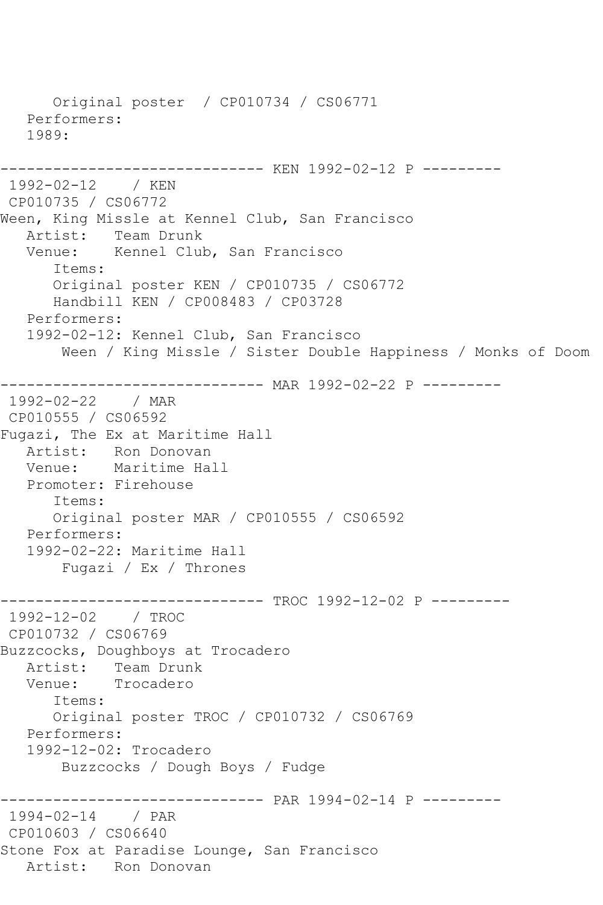```
      Original poster  / CP010734 / CS06771
   Performers:
   1989:

------------------------------ KEN 1992-02-12 P ---------
 1992-02-12    / KEN
 CP010735 / CS06772
Ween, King Missle at Kennel Club, San Francisco
   Artist:   Team Drunk
   Venue:    Kennel Club, San Francisco
      Items:
      Original poster KEN / CP010735 / CS06772
      Handbill KEN / CP008483 / CP03728
   Performers:
   1992-02-12: Kennel Club, San Francisco
       Ween / King Missle / Sister Double Happiness / Monks of Doom

------------------------------ MAR 1992-02-22 P ---------
 1992-02-22    / MAR
 CP010555 / CS06592
Fugazi, The Ex at Maritime Hall
   Artist:   Ron Donovan
   Venue:    Maritime Hall
   Promoter: Firehouse
      Items:
      Original poster MAR / CP010555 / CS06592
   Performers:
   1992-02-22: Maritime Hall
       Fugazi / Ex / Thrones

------------------------------ TROC 1992-12-02 P ---------
 1992-12-02    / TROC
 CP010732 / CS06769
Buzzcocks, Doughboys at Trocadero
   Artist:   Team Drunk
   Venue:    Trocadero
      Items:
      Original poster TROC / CP010732 / CS06769
   Performers:
   1992-12-02: Trocadero
       Buzzcocks / Dough Boys / Fudge

------------------------------ PAR 1994-02-14 P ---------
 1994-02-14    / PAR
 CP010603 / CS06640
Stone Fox at Paradise Lounge, San Francisco
   Artist:   Ron Donovan
```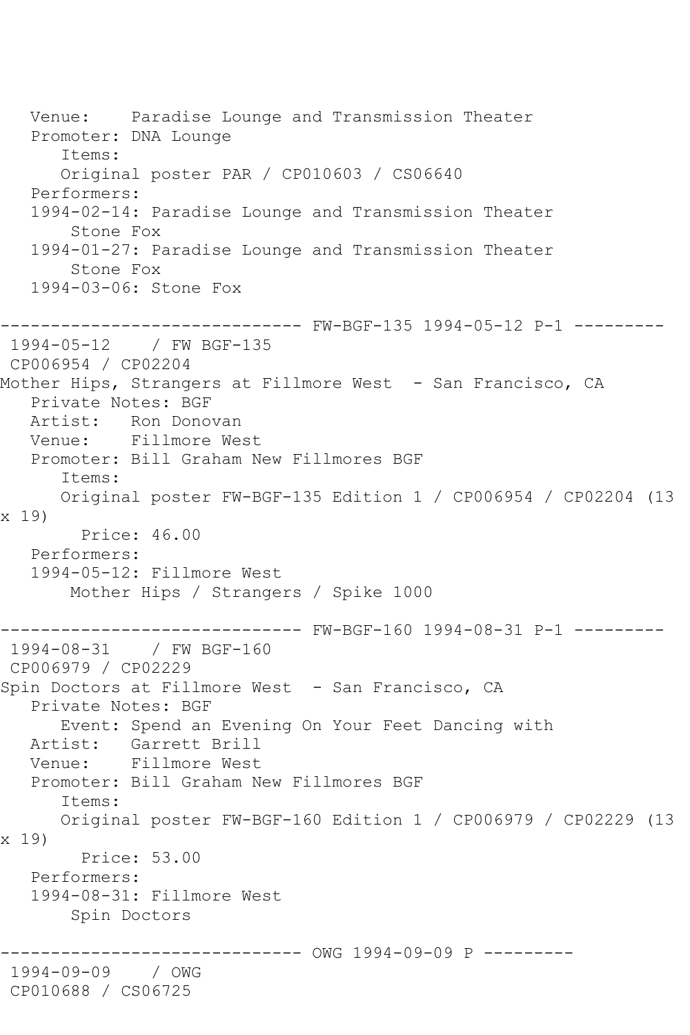```
   Venue:    Paradise Lounge and Transmission Theater
   Promoter: DNA Lounge
      Items:
      Original poster PAR / CP010603 / CS06640
   Performers:
   1994-02-14: Paradise Lounge and Transmission Theater
       Stone Fox
   1994-01-27: Paradise Lounge and Transmission Theater
       Stone Fox
   1994-03-06: Stone Fox

------------------------------ FW-BGF-135 1994-05-12 P-1 ---------
 1994-05-12    / FW BGF-135
 CP006954 / CP02204
Mother Hips, Strangers at Fillmore West  - San Francisco, CA
   Private Notes: BGF
   Artist:   Ron Donovan
   Venue:    Fillmore West
   Promoter: Bill Graham New Fillmores BGF
      Items:
      Original poster FW-BGF-135 Edition 1 / CP006954 / CP02204 (13
x 19)
        Price: 46.00
   Performers:
   1994-05-12: Fillmore West
       Mother Hips / Strangers / Spike 1000

------------------------------ FW-BGF-160 1994-08-31 P-1 ---------
 1994-08-31    / FW BGF-160
 CP006979 / CP02229
Spin Doctors at Fillmore West  - San Francisco, CA
   Private Notes: BGF
      Event: Spend an Evening On Your Feet Dancing with
   Artist:   Garrett Brill
   Venue:    Fillmore West
   Promoter: Bill Graham New Fillmores BGF
      Items:
      Original poster FW-BGF-160 Edition 1 / CP006979 / CP02229 (13
x 19)
        Price: 53.00
   Performers:
   1994-08-31: Fillmore West
       Spin Doctors

------------------------------ OWG 1994-09-09 P ---------
 1994-09-09    / OWG
 CP010688 / CS06725
```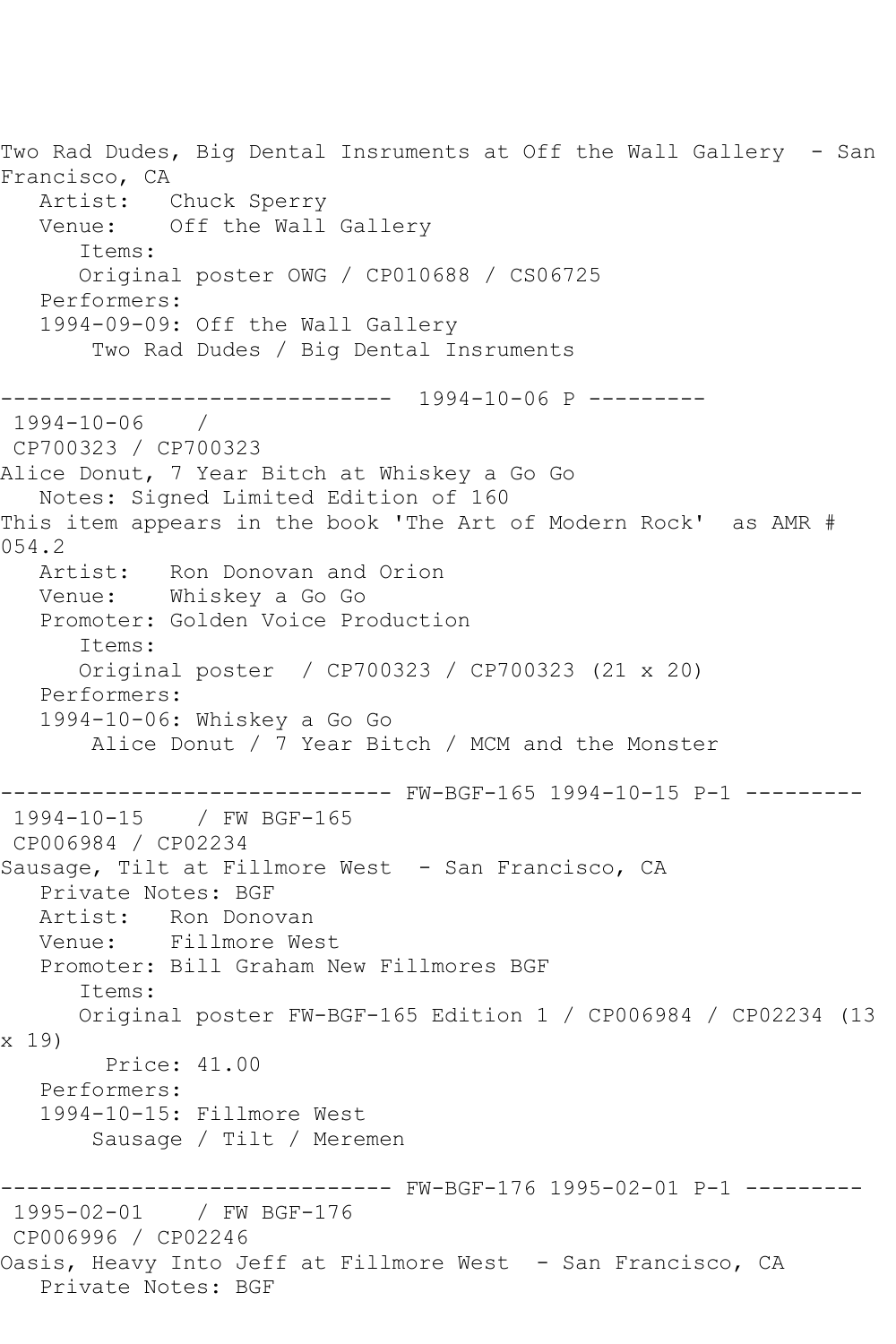Two Rad Dudes, Big Dental Insruments at Off the Wall Gallery - San Francisco, CA
   Artist: Chuck Sperry
   Venue: Off the Wall Gallery
      Items:
      Original poster OWG / CP010688 / CS06725
   Performers:
   1994-09-09: Off the Wall Gallery
      Two Rad Dudes / Big Dental Insruments

------------------------------ 1994-10-06 P ---------
1994-10-06 /
CP700323 / CP700323
Alice Donut, 7 Year Bitch at Whiskey a Go Go
   Notes: Signed Limited Edition of 160
This item appears in the book 'The Art of Modern Rock' as AMR # 054.2
   Artist: Ron Donovan and Orion
   Venue: Whiskey a Go Go
   Promoter: Golden Voice Production
      Items:
      Original poster / CP700323 / CP700323 (21 x 20)
   Performers:
   1994-10-06: Whiskey a Go Go
      Alice Donut / 7 Year Bitch / MCM and the Monster

------------------------------ FW-BGF-165 1994-10-15 P-1 ---------
1994-10-15 / FW BGF-165
CP006984 / CP02234
Sausage, Tilt at Fillmore West - San Francisco, CA
   Private Notes: BGF
   Artist: Ron Donovan
   Venue: Fillmore West
   Promoter: Bill Graham New Fillmores BGF
      Items:
      Original poster FW-BGF-165 Edition 1 / CP006984 / CP02234 (13 x 19)
         Price: 41.00
   Performers:
   1994-10-15: Fillmore West
      Sausage / Tilt / Meremen

------------------------------ FW-BGF-176 1995-02-01 P-1 ---------
1995-02-01 / FW BGF-176
CP006996 / CP02246
Oasis, Heavy Into Jeff at Fillmore West - San Francisco, CA
   Private Notes: BGF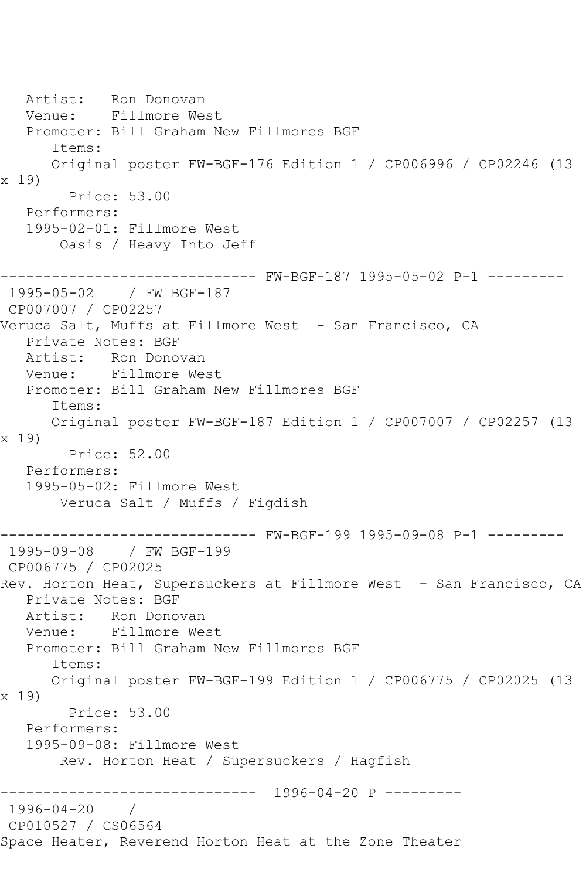Artist:   Ron Donovan
Venue:    Fillmore West
Promoter: Bill Graham New Fillmores BGF
Items:
Original poster FW-BGF-176 Edition 1 / CP006996 / CP02246 (13 x 19)
Price: 53.00
Performers:
1995-02-01: Fillmore West
Oasis / Heavy Into Jeff

------------------------------ FW-BGF-187 1995-05-02 P-1 ---------

1995-05-02    / FW BGF-187
CP007007 / CP02257
Veruca Salt, Muffs at Fillmore West  - San Francisco, CA
Private Notes: BGF
Artist:   Ron Donovan
Venue:    Fillmore West
Promoter: Bill Graham New Fillmores BGF
Items:
Original poster FW-BGF-187 Edition 1 / CP007007 / CP02257 (13 x 19)
Price: 52.00
Performers:
1995-05-02: Fillmore West
Veruca Salt / Muffs / Figdish

------------------------------ FW-BGF-199 1995-09-08 P-1 ---------

1995-09-08    / FW BGF-199
CP006775 / CP02025
Rev. Horton Heat, Supersuckers at Fillmore West  - San Francisco, CA
Private Notes: BGF
Artist:   Ron Donovan
Venue:    Fillmore West
Promoter: Bill Graham New Fillmores BGF
Items:
Original poster FW-BGF-199 Edition 1 / CP006775 / CP02025 (13 x 19)
Price: 53.00
Performers:
1995-09-08: Fillmore West
Rev. Horton Heat / Supersuckers / Hagfish

------------------------------  1996-04-20 P ---------

1996-04-20    /
CP010527 / CS06564
Space Heater, Reverend Horton Heat at the Zone Theater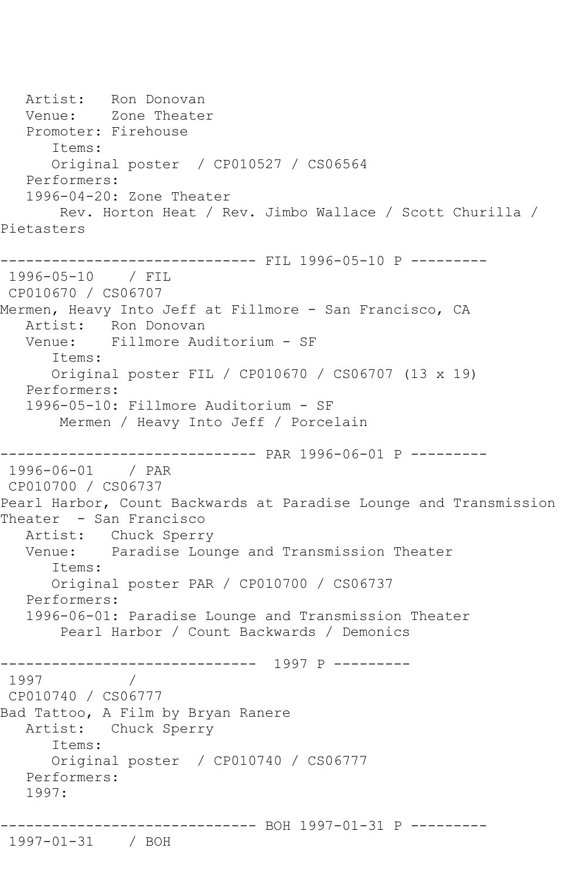```
   Artist:   Ron Donovan
   Venue:    Zone Theater
   Promoter: Firehouse
      Items:
      Original poster  / CP010527 / CS06564
   Performers:
   1996-04-20: Zone Theater
       Rev. Horton Heat / Rev. Jimbo Wallace / Scott Churilla /
Pietasters

------------------------------ FIL 1996-05-10 P ---------
 1996-05-10    / FIL
 CP010670 / CS06707
Mermen, Heavy Into Jeff at Fillmore - San Francisco, CA
   Artist:   Ron Donovan
   Venue:    Fillmore Auditorium - SF
      Items:
      Original poster FIL / CP010670 / CS06707 (13 x 19)
   Performers:
   1996-05-10: Fillmore Auditorium - SF
       Mermen / Heavy Into Jeff / Porcelain

------------------------------ PAR 1996-06-01 P ---------
 1996-06-01    / PAR
 CP010700 / CS06737
Pearl Harbor, Count Backwards at Paradise Lounge and Transmission
Theater  - San Francisco
   Artist:   Chuck Sperry
   Venue:    Paradise Lounge and Transmission Theater
      Items:
      Original poster PAR / CP010700 / CS06737
   Performers:
   1996-06-01: Paradise Lounge and Transmission Theater
       Pearl Harbor / Count Backwards / Demonics

------------------------------  1997 P ---------
 1997          /
 CP010740 / CS06777
Bad Tattoo, A Film by Bryan Ranere
   Artist:   Chuck Sperry
      Items:
      Original poster  / CP010740 / CS06777
   Performers:
   1997:

------------------------------ BOH 1997-01-31 P ---------
 1997-01-31    / BOH
```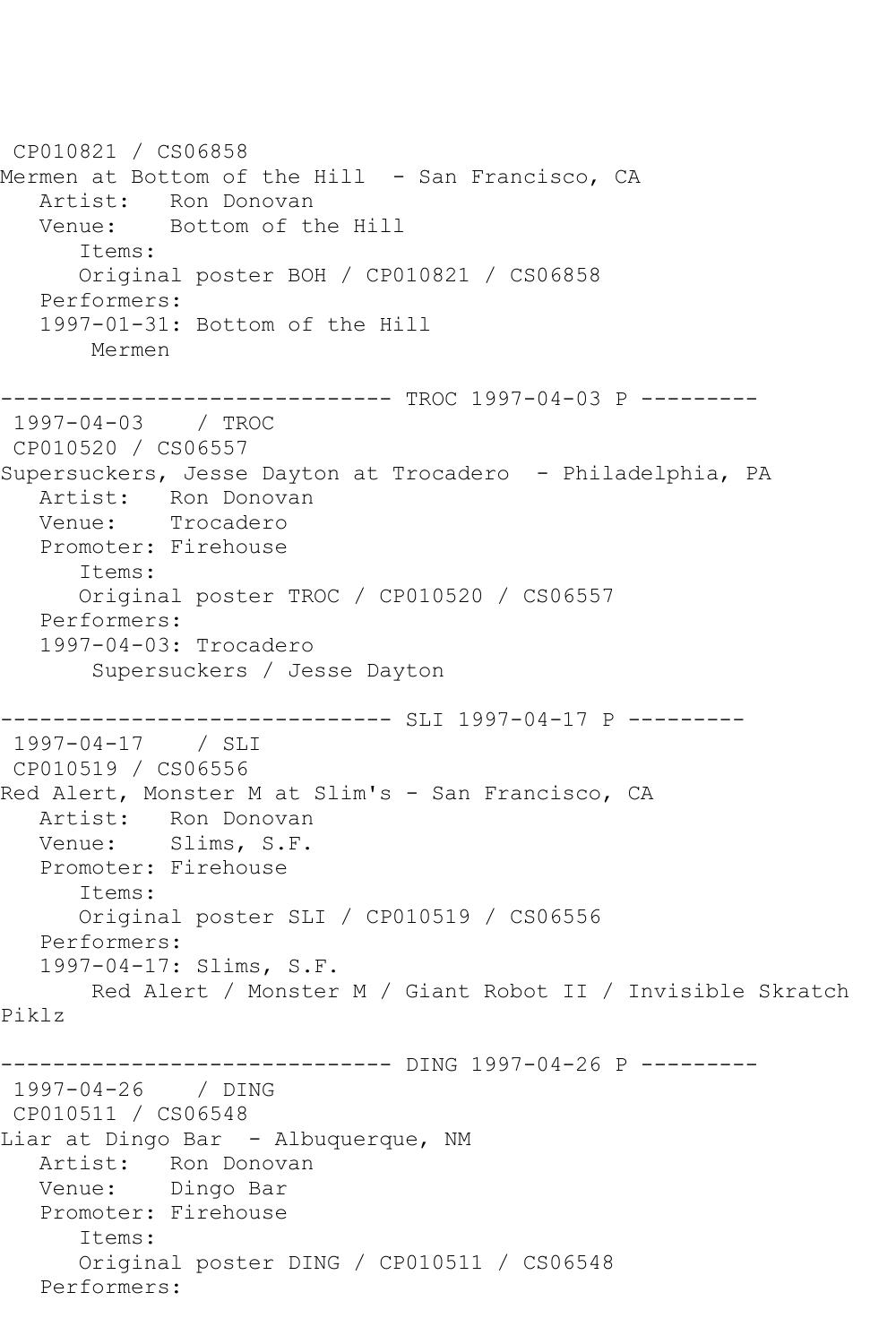```
 CP010821 / CS06858
Mermen at Bottom of the Hill  - San Francisco, CA
   Artist:   Ron Donovan
   Venue:    Bottom of the Hill
      Items:
      Original poster BOH / CP010821 / CS06858
   Performers:
   1997-01-31: Bottom of the Hill
       Mermen

------------------------------ TROC 1997-04-03 P ---------
 1997-04-03    / TROC
 CP010520 / CS06557
Supersuckers, Jesse Dayton at Trocadero  - Philadelphia, PA
   Artist:   Ron Donovan
   Venue:    Trocadero
   Promoter: Firehouse
      Items:
      Original poster TROC / CP010520 / CS06557
   Performers:
   1997-04-03: Trocadero
       Supersuckers / Jesse Dayton

------------------------------ SLI 1997-04-17 P ---------
 1997-04-17    / SLI
 CP010519 / CS06556
Red Alert, Monster M at Slim's - San Francisco, CA
   Artist:   Ron Donovan
   Venue:    Slims, S.F.
   Promoter: Firehouse
      Items:
      Original poster SLI / CP010519 / CS06556
   Performers:
   1997-04-17: Slims, S.F.
       Red Alert / Monster M / Giant Robot II / Invisible Skratch
Piklz

------------------------------ DING 1997-04-26 P ---------
 1997-04-26    / DING
 CP010511 / CS06548
Liar at Dingo Bar  - Albuquerque, NM
   Artist:   Ron Donovan
   Venue:    Dingo Bar
   Promoter: Firehouse
      Items:
      Original poster DING / CP010511 / CS06548
   Performers:
```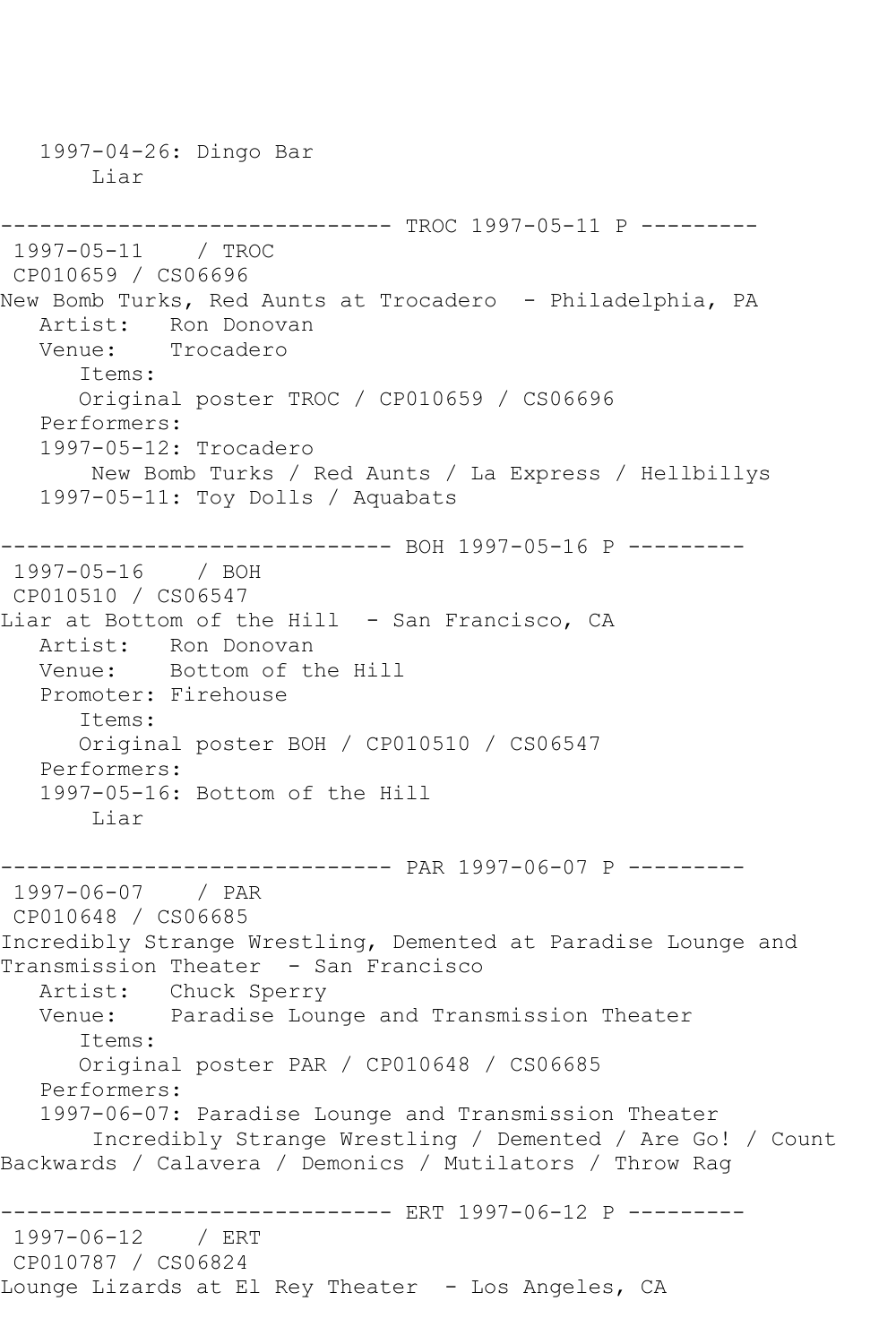1997-04-26: Dingo Bar
Liar

------------------------------ TROC 1997-05-11 P ---------

1997-05-11 / TROC
CP010659 / CS06696
New Bomb Turks, Red Aunts at Trocadero - Philadelphia, PA
Artist: Ron Donovan
Venue: Trocadero
Items:
Original poster TROC / CP010659 / CS06696
Performers:
1997-05-12: Trocadero
New Bomb Turks / Red Aunts / La Express / Hellbillys
1997-05-11: Toy Dolls / Aquabats

------------------------------ BOH 1997-05-16 P ---------

1997-05-16 / BOH
CP010510 / CS06547
Liar at Bottom of the Hill - San Francisco, CA
Artist: Ron Donovan
Venue: Bottom of the Hill
Promoter: Firehouse
Items:
Original poster BOH / CP010510 / CS06547
Performers:
1997-05-16: Bottom of the Hill
Liar

------------------------------ PAR 1997-06-07 P ---------

1997-06-07 / PAR
CP010648 / CS06685
Incredibly Strange Wrestling, Demented at Paradise Lounge and Transmission Theater - San Francisco
Artist: Chuck Sperry
Venue: Paradise Lounge and Transmission Theater
Items:
Original poster PAR / CP010648 / CS06685
Performers:
1997-06-07: Paradise Lounge and Transmission Theater
Incredibly Strange Wrestling / Demented / Are Go! / Count Backwards / Calavera / Demonics / Mutilators / Throw Rag

------------------------------ ERT 1997-06-12 P ---------

1997-06-12 / ERT
CP010787 / CS06824
Lounge Lizards at El Rey Theater - Los Angeles, CA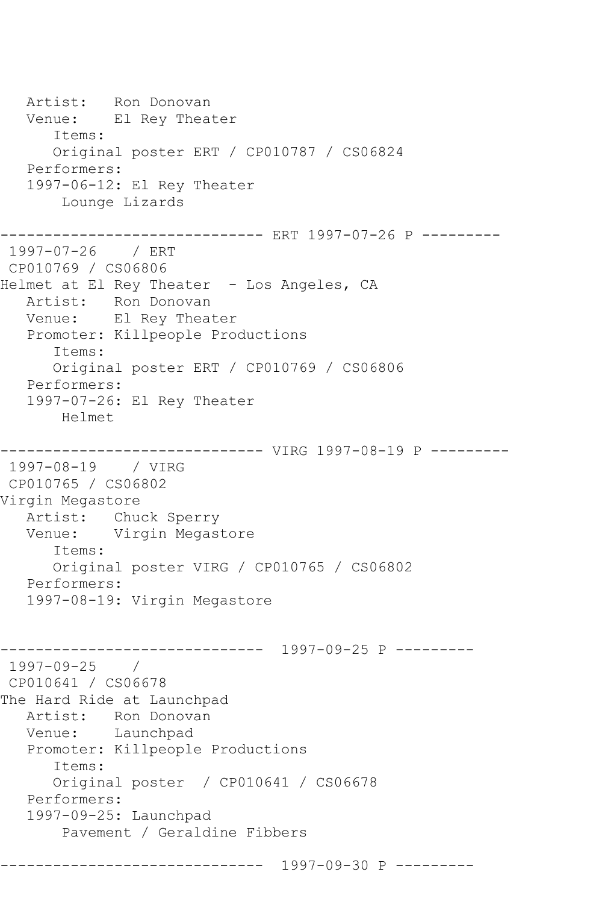```
   Artist:   Ron Donovan
   Venue:    El Rey Theater
      Items:
      Original poster ERT / CP010787 / CS06824
   Performers:
   1997-06-12: El Rey Theater
       Lounge Lizards

------------------------------ ERT 1997-07-26 P ---------
 1997-07-26    / ERT
 CP010769 / CS06806
Helmet at El Rey Theater  - Los Angeles, CA
   Artist:   Ron Donovan
   Venue:    El Rey Theater
   Promoter: Killpeople Productions
      Items:
      Original poster ERT / CP010769 / CS06806
   Performers:
   1997-07-26: El Rey Theater
       Helmet

------------------------------ VIRG 1997-08-19 P ---------
 1997-08-19    / VIRG
 CP010765 / CS06802
Virgin Megastore
   Artist:   Chuck Sperry
   Venue:    Virgin Megastore
      Items:
      Original poster VIRG / CP010765 / CS06802
   Performers:
   1997-08-19: Virgin Megastore


------------------------------  1997-09-25 P ---------
 1997-09-25    /
 CP010641 / CS06678
The Hard Ride at Launchpad
   Artist:   Ron Donovan
   Venue:    Launchpad
   Promoter: Killpeople Productions
      Items:
      Original poster  / CP010641 / CS06678
   Performers:
   1997-09-25: Launchpad
       Pavement / Geraldine Fibbers

------------------------------  1997-09-30 P ---------
```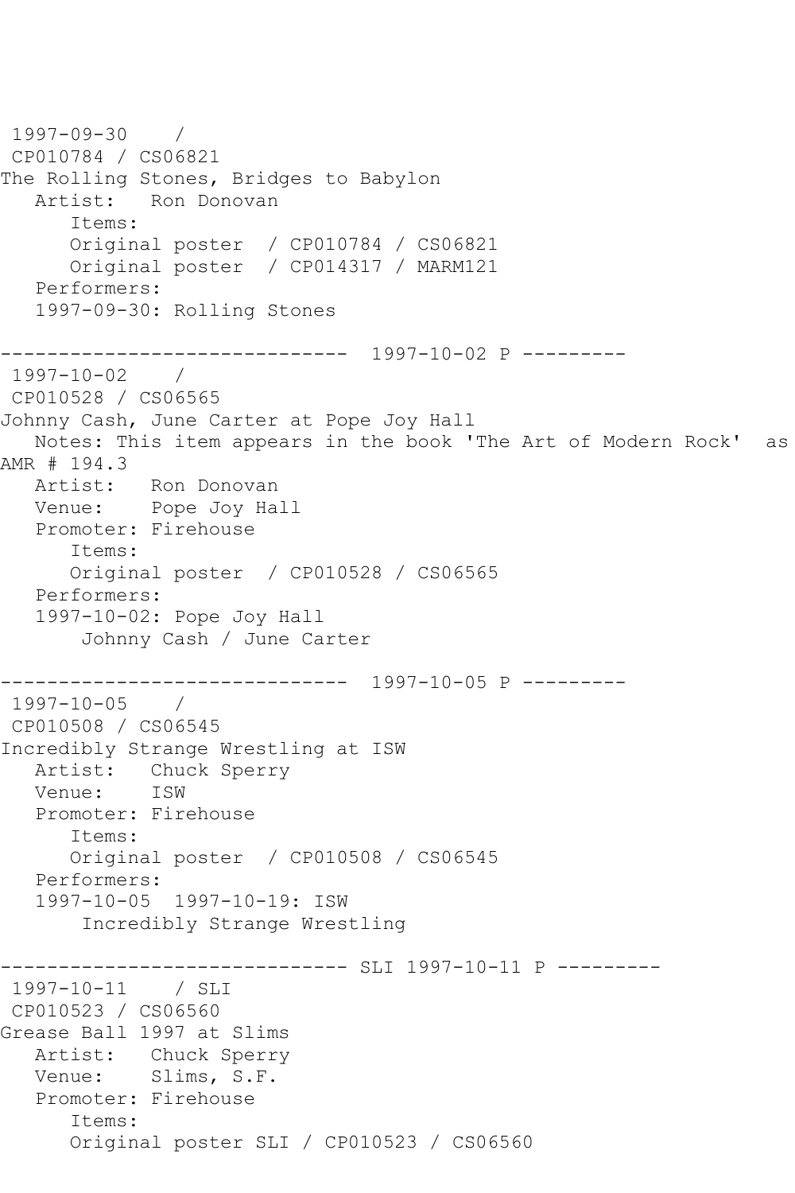```
 1997-09-30    / 
 CP010784 / CS06821
The Rolling Stones, Bridges to Babylon
   Artist:   Ron Donovan
      Items:
      Original poster  / CP010784 / CS06821
      Original poster  / CP014317 / MARM121
   Performers:
   1997-09-30: Rolling Stones

------------------------------  1997-10-02 P ---------
 1997-10-02    / 
 CP010528 / CS06565
Johnny Cash, June Carter at Pope Joy Hall
   Notes: This item appears in the book 'The Art of Modern Rock'  as
AMR # 194.3
   Artist:   Ron Donovan
   Venue:    Pope Joy Hall
   Promoter: Firehouse
      Items:
      Original poster  / CP010528 / CS06565
   Performers:
   1997-10-02: Pope Joy Hall
       Johnny Cash / June Carter

------------------------------  1997-10-05 P ---------
 1997-10-05    / 
 CP010508 / CS06545
Incredibly Strange Wrestling at ISW
   Artist:   Chuck Sperry
   Venue:    ISW
   Promoter: Firehouse
      Items:
      Original poster  / CP010508 / CS06545
   Performers:
   1997-10-05  1997-10-19: ISW
       Incredibly Strange Wrestling

------------------------------ SLI 1997-10-11 P ---------
 1997-10-11    / SLI
 CP010523 / CS06560
Grease Ball 1997 at Slims
   Artist:   Chuck Sperry
   Venue:    Slims, S.F.
   Promoter: Firehouse
      Items:
      Original poster SLI / CP010523 / CS06560
```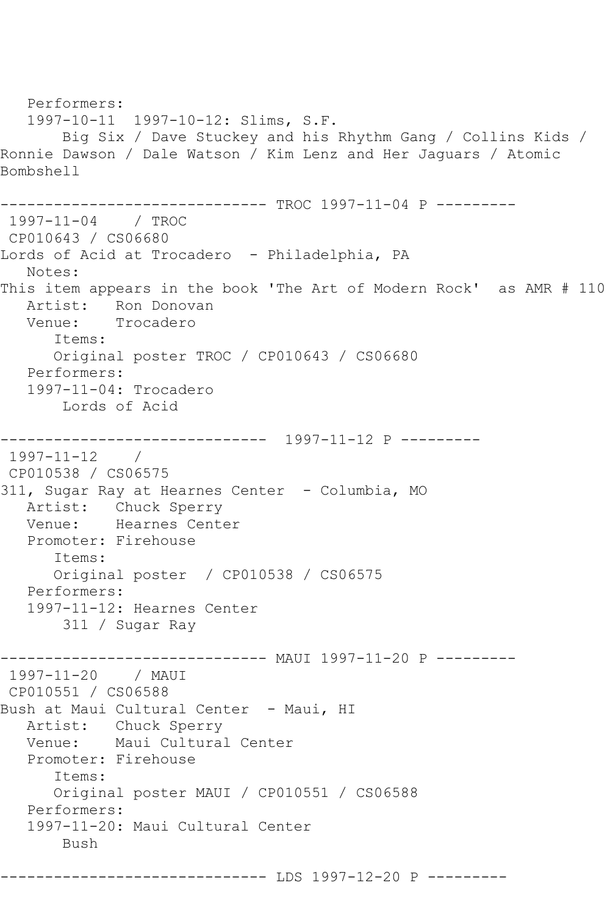```
   Performers:
   1997-10-11  1997-10-12: Slims, S.F.
        Big Six / Dave Stuckey and his Rhythm Gang / Collins Kids /
Ronnie Dawson / Dale Watson / Kim Lenz and Her Jaguars / Atomic
Bombshell

------------------------------ TROC 1997-11-04 P ---------
 1997-11-04    / TROC
 CP010643 / CS06680
Lords of Acid at Trocadero  - Philadelphia, PA
   Notes:
This item appears in the book 'The Art of Modern Rock'  as AMR # 110
   Artist:   Ron Donovan
   Venue:    Trocadero
      Items:
      Original poster TROC / CP010643 / CS06680
   Performers:
   1997-11-04: Trocadero
        Lords of Acid

------------------------------  1997-11-12 P ---------
 1997-11-12    /
 CP010538 / CS06575
311, Sugar Ray at Hearnes Center  - Columbia, MO
   Artist:   Chuck Sperry
   Venue:    Hearnes Center
   Promoter: Firehouse
      Items:
      Original poster  / CP010538 / CS06575
   Performers:
   1997-11-12: Hearnes Center
        311 / Sugar Ray

------------------------------ MAUI 1997-11-20 P ---------
 1997-11-20    / MAUI
 CP010551 / CS06588
Bush at Maui Cultural Center  - Maui, HI
   Artist:   Chuck Sperry
   Venue:    Maui Cultural Center
   Promoter: Firehouse
      Items:
      Original poster MAUI / CP010551 / CS06588
   Performers:
   1997-11-20: Maui Cultural Center
        Bush

------------------------------ LDS 1997-12-20 P ---------
```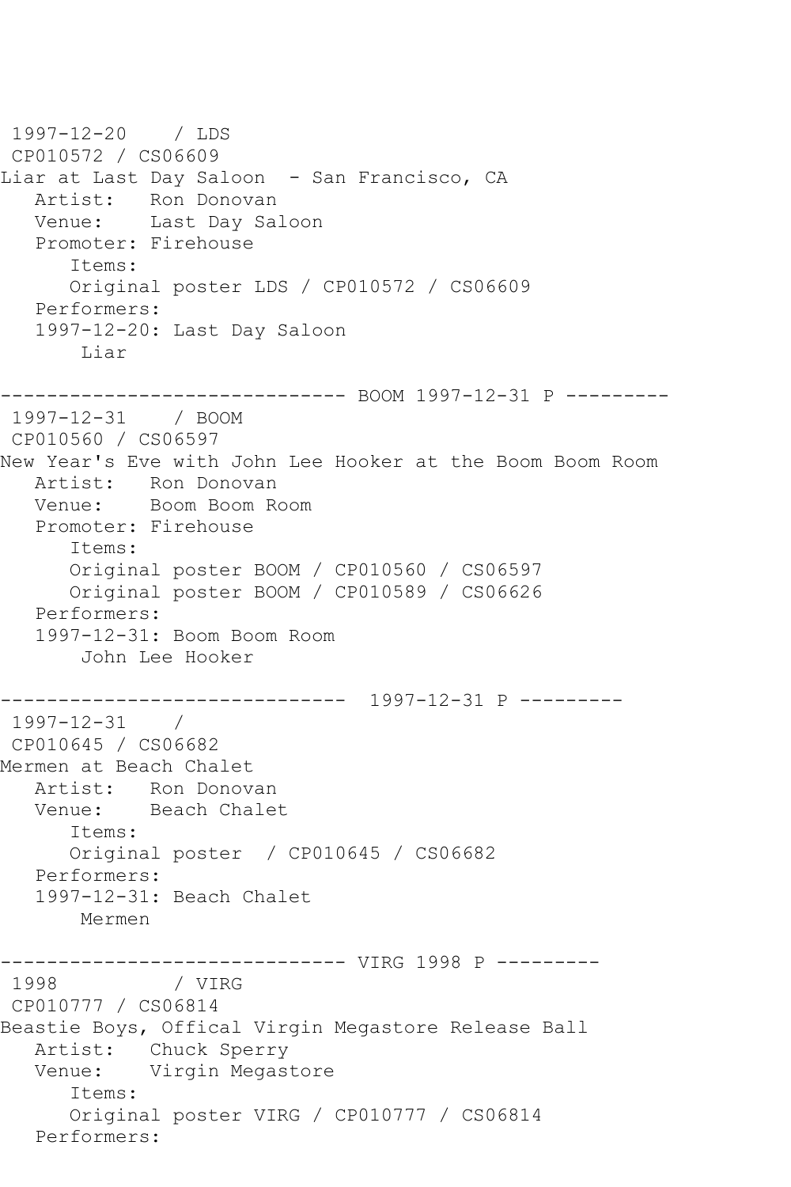```
1997-12-20    / LDS
 CP010572 / CS06609
Liar at Last Day Saloon  - San Francisco, CA
   Artist:   Ron Donovan
   Venue:    Last Day Saloon
   Promoter: Firehouse
      Items:
      Original poster LDS / CP010572 / CS06609
   Performers:
   1997-12-20: Last Day Saloon
       Liar

------------------------------ BOOM 1997-12-31 P ---------
 1997-12-31    / BOOM
 CP010560 / CS06597
New Year's Eve with John Lee Hooker at the Boom Boom Room
   Artist:   Ron Donovan
   Venue:    Boom Boom Room
   Promoter: Firehouse
      Items:
      Original poster BOOM / CP010560 / CS06597
      Original poster BOOM / CP010589 / CS06626
   Performers:
   1997-12-31: Boom Boom Room
       John Lee Hooker

------------------------------  1997-12-31 P ---------
 1997-12-31    /
 CP010645 / CS06682
Mermen at Beach Chalet
   Artist:   Ron Donovan
   Venue:    Beach Chalet
      Items:
      Original poster  / CP010645 / CS06682
   Performers:
   1997-12-31: Beach Chalet
       Mermen

------------------------------ VIRG 1998 P ---------
 1998          / VIRG
 CP010777 / CS06814
Beastie Boys, Offical Virgin Megastore Release Ball
   Artist:   Chuck Sperry
   Venue:    Virgin Megastore
      Items:
      Original poster VIRG / CP010777 / CS06814
   Performers:
```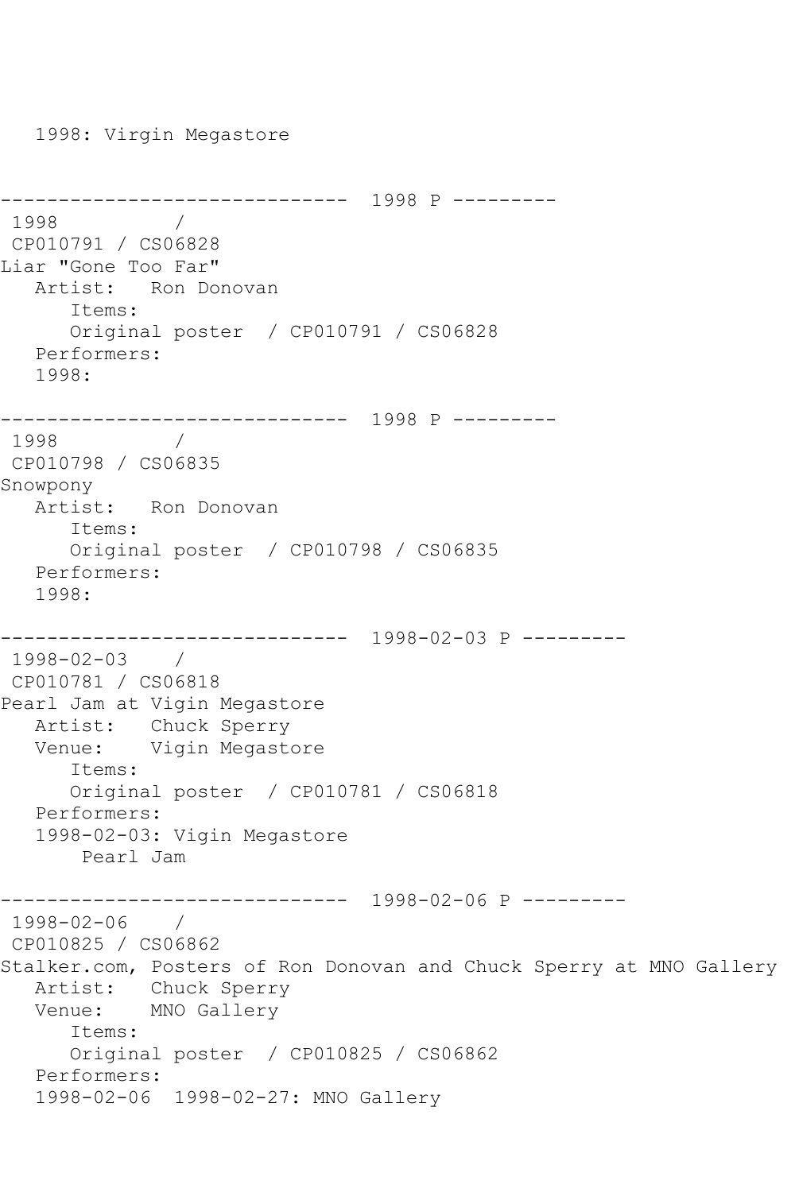1998: Virgin Megastore

------------------------------ 1998 P ---------

1998 /

CP010791 / CS06828

Liar "Gone Too Far"

Artist: Ron Donovan

Items:

Original poster / CP010791 / CS06828

Performers:

1998:

------------------------------ 1998 P ---------

1998 /

CP010798 / CS06835

Snowpony

Artist: Ron Donovan

Items:

Original poster / CP010798 / CS06835

Performers:

1998:

------------------------------ 1998-02-03 P ---------

1998-02-03 /

CP010781 / CS06818

Pearl Jam at Vigin Megastore

Artist: Chuck Sperry

Venue: Vigin Megastore

Items:

Original poster / CP010781 / CS06818

Performers:

1998-02-03: Vigin Megastore

Pearl Jam

------------------------------ 1998-02-06 P ---------

1998-02-06 /

CP010825 / CS06862

Stalker.com, Posters of Ron Donovan and Chuck Sperry at MNO Gallery

Artist: Chuck Sperry

Venue: MNO Gallery

Items:

Original poster / CP010825 / CS06862

Performers:

1998-02-06 1998-02-27: MNO Gallery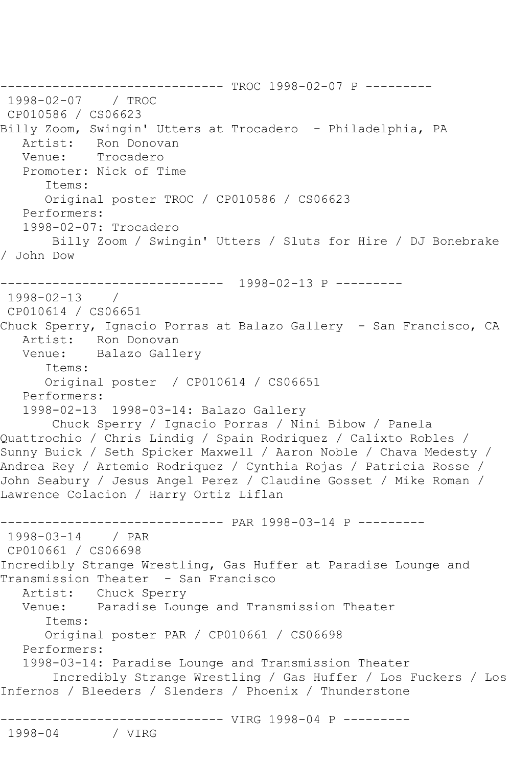------------------------------ TROC 1998-02-07 P ---------
1998-02-07 / TROC
CP010586 / CS06623
Billy Zoom, Swingin' Utters at Trocadero - Philadelphia, PA
Artist: Ron Donovan
Venue: Trocadero
Promoter: Nick of Time
Items:
Original poster TROC / CP010586 / CS06623
Performers:
1998-02-07: Trocadero
Billy Zoom / Swingin' Utters / Sluts for Hire / DJ Bonebrake / John Dow

------------------------------ 1998-02-13 P ---------
1998-02-13 /
CP010614 / CS06651
Chuck Sperry, Ignacio Porras at Balazo Gallery - San Francisco, CA
Artist: Ron Donovan
Venue: Balazo Gallery
Items:
Original poster / CP010614 / CS06651
Performers:
1998-02-13 1998-03-14: Balazo Gallery
Chuck Sperry / Ignacio Porras / Nini Bibow / Panela Quattrochio / Chris Lindig / Spain Rodriquez / Calixto Robles / Sunny Buick / Seth Spicker Maxwell / Aaron Noble / Chava Medesty / Andrea Rey / Artemio Rodriquez / Cynthia Rojas / Patricia Rosse / John Seabury / Jesus Angel Perez / Claudine Gosset / Mike Roman / Lawrence Colacion / Harry Ortiz Liflan

------------------------------ PAR 1998-03-14 P ---------
1998-03-14 / PAR
CP010661 / CS06698
Incredibly Strange Wrestling, Gas Huffer at Paradise Lounge and Transmission Theater - San Francisco
Artist: Chuck Sperry
Venue: Paradise Lounge and Transmission Theater
Items:
Original poster PAR / CP010661 / CS06698
Performers:
1998-03-14: Paradise Lounge and Transmission Theater
Incredibly Strange Wrestling / Gas Huffer / Los Fuckers / Los Infernos / Bleeders / Slenders / Phoenix / Thunderstone

------------------------------ VIRG 1998-04 P ---------
1998-04 / VIRG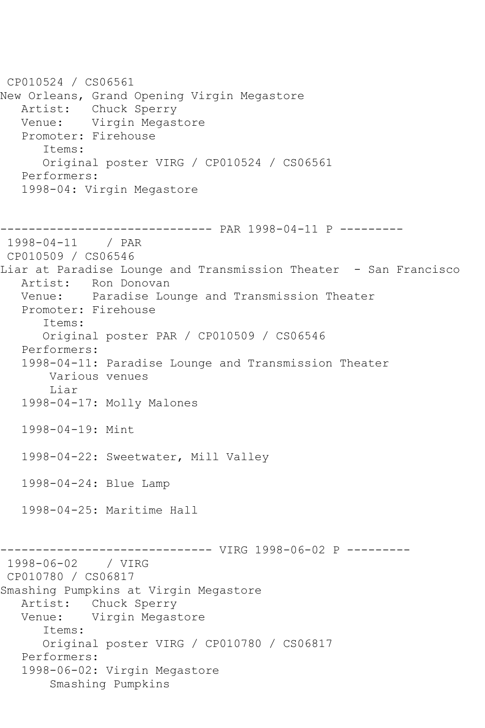CP010524 / CS06561
New Orleans, Grand Opening Virgin Megastore
Artist: Chuck Sperry
Venue: Virgin Megastore
Promoter: Firehouse
Items:
Original poster VIRG / CP010524 / CS06561
Performers:
1998-04: Virgin Megastore

------------------------------ PAR 1998-04-11 P ---------

1998-04-11 / PAR
CP010509 / CS06546
Liar at Paradise Lounge and Transmission Theater - San Francisco
Artist: Ron Donovan
Venue: Paradise Lounge and Transmission Theater
Promoter: Firehouse
Items:
Original poster PAR / CP010509 / CS06546
Performers:
1998-04-11: Paradise Lounge and Transmission Theater
Various venues
Liar
1998-04-17: Molly Malones

1998-04-19: Mint

1998-04-22: Sweetwater, Mill Valley

1998-04-24: Blue Lamp

1998-04-25: Maritime Hall

------------------------------ VIRG 1998-06-02 P ---------

1998-06-02 / VIRG
CP010780 / CS06817
Smashing Pumpkins at Virgin Megastore
Artist: Chuck Sperry
Venue: Virgin Megastore
Items:
Original poster VIRG / CP010780 / CS06817
Performers:
1998-06-02: Virgin Megastore
Smashing Pumpkins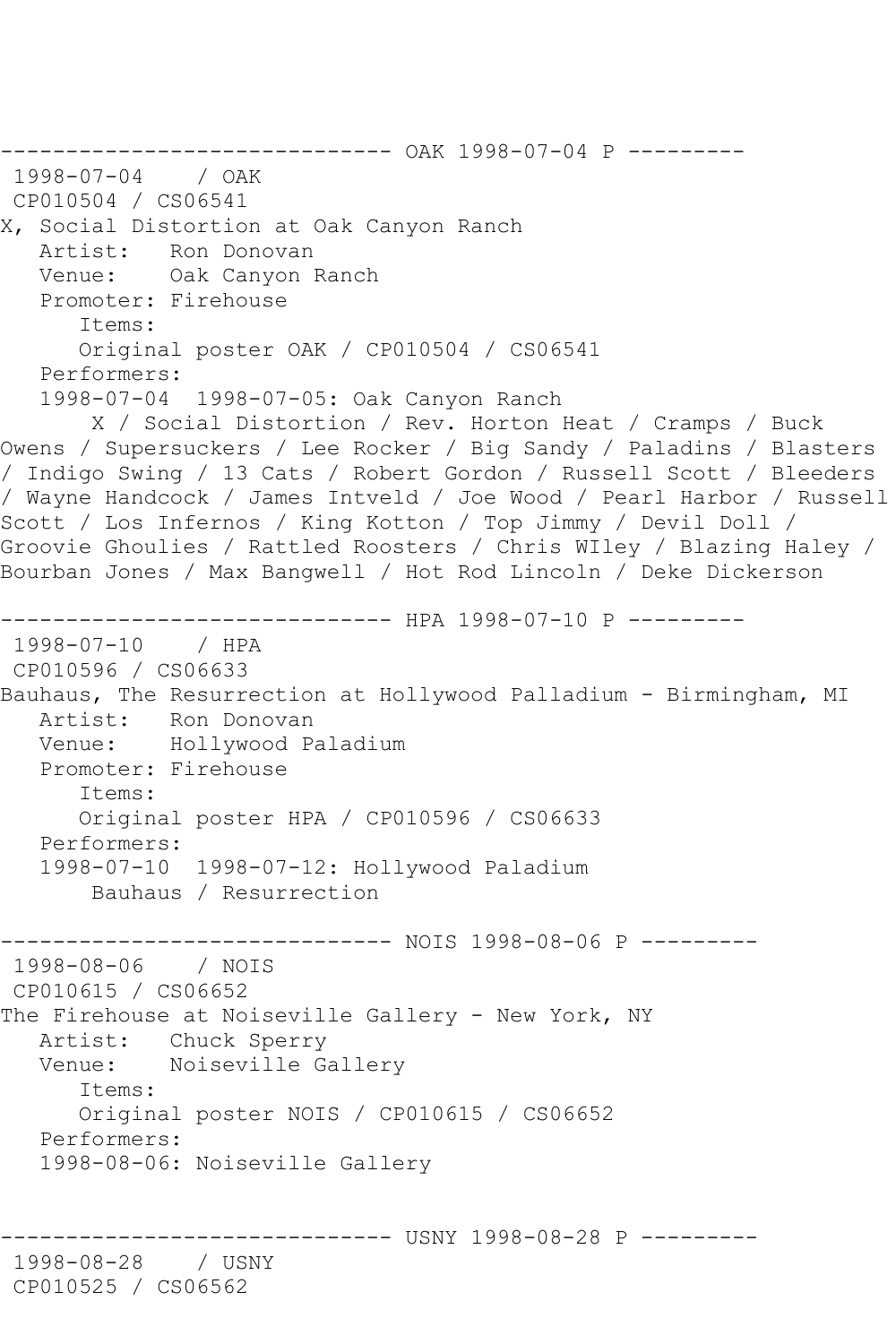------------------------------ OAK 1998-07-04 P ---------
 1998-07-04    / OAK
 CP010504 / CS06541
X, Social Distortion at Oak Canyon Ranch
   Artist:   Ron Donovan
   Venue:    Oak Canyon Ranch
   Promoter: Firehouse
      Items:
      Original poster OAK / CP010504 / CS06541
   Performers:
   1998-07-04  1998-07-05: Oak Canyon Ranch
       X / Social Distortion / Rev. Horton Heat / Cramps / Buck Owens / Supersuckers / Lee Rocker / Big Sandy / Paladins / Blasters / Indigo Swing / 13 Cats / Robert Gordon / Russell Scott / Bleeders / Wayne Handcock / James Intveld / Joe Wood / Pearl Harbor / Russell Scott / Los Infernos / King Kotton / Top Jimmy / Devil Doll / Groovie Ghoulies / Rattled Roosters / Chris WIley / Blazing Haley / Bourban Jones / Max Bangwell / Hot Rod Lincoln / Deke Dickerson

------------------------------ HPA 1998-07-10 P ---------
 1998-07-10    / HPA
 CP010596 / CS06633
Bauhaus, The Resurrection at Hollywood Palladium - Birmingham, MI
   Artist:   Ron Donovan
   Venue:    Hollywood Paladium
   Promoter: Firehouse
      Items:
      Original poster HPA / CP010596 / CS06633
   Performers:
   1998-07-10  1998-07-12: Hollywood Paladium
       Bauhaus / Resurrection

------------------------------ NOIS 1998-08-06 P ---------
 1998-08-06    / NOIS
 CP010615 / CS06652
The Firehouse at Noiseville Gallery - New York, NY
   Artist:   Chuck Sperry
   Venue:    Noiseville Gallery
      Items:
      Original poster NOIS / CP010615 / CS06652
   Performers:
   1998-08-06: Noiseville Gallery

------------------------------ USNY 1998-08-28 P ---------
 1998-08-28    / USNY
 CP010525 / CS06562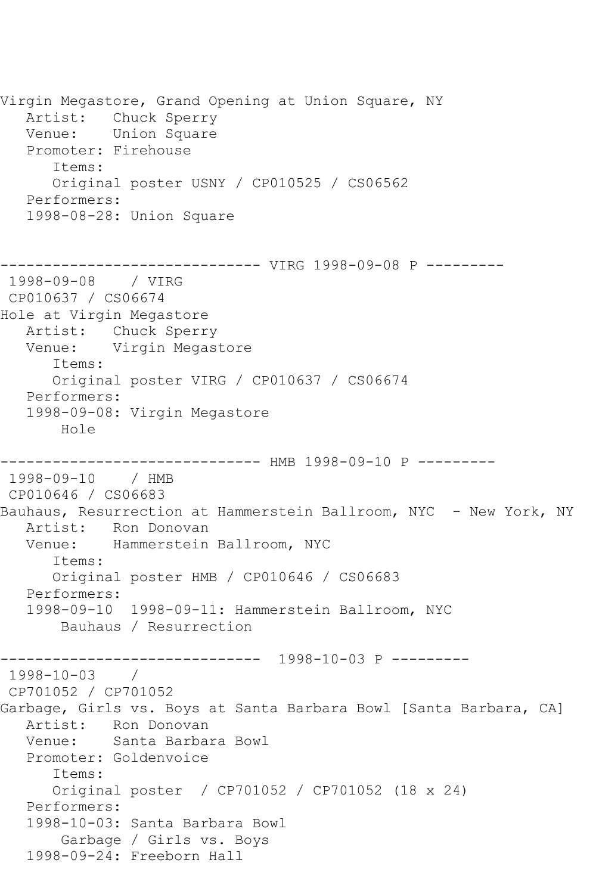Virgin Megastore, Grand Opening at Union Square, NY
   Artist:   Chuck Sperry
   Venue:    Union Square
   Promoter: Firehouse
      Items:
      Original poster USNY / CP010525 / CS06562
   Performers:
   1998-08-28: Union Square

------------------------------ VIRG 1998-09-08 P ---------
 1998-09-08    / VIRG
 CP010637 / CS06674
Hole at Virgin Megastore
   Artist:   Chuck Sperry
   Venue:    Virgin Megastore
      Items:
      Original poster VIRG / CP010637 / CS06674
   Performers:
   1998-09-08: Virgin Megastore
       Hole

------------------------------ HMB 1998-09-10 P ---------
 1998-09-10    / HMB
 CP010646 / CS06683
Bauhaus, Resurrection at Hammerstein Ballroom, NYC  - New York, NY
   Artist:   Ron Donovan
   Venue:    Hammerstein Ballroom, NYC
      Items:
      Original poster HMB / CP010646 / CS06683
   Performers:
   1998-09-10  1998-09-11: Hammerstein Ballroom, NYC
       Bauhaus / Resurrection

------------------------------  1998-10-03 P ---------
 1998-10-03    /
 CP701052 / CP701052
Garbage, Girls vs. Boys at Santa Barbara Bowl [Santa Barbara, CA]
   Artist:   Ron Donovan
   Venue:    Santa Barbara Bowl
   Promoter: Goldenvoice
      Items:
      Original poster  / CP701052 / CP701052 (18 x 24)
   Performers:
   1998-10-03: Santa Barbara Bowl
       Garbage / Girls vs. Boys
   1998-09-24: Freeborn Hall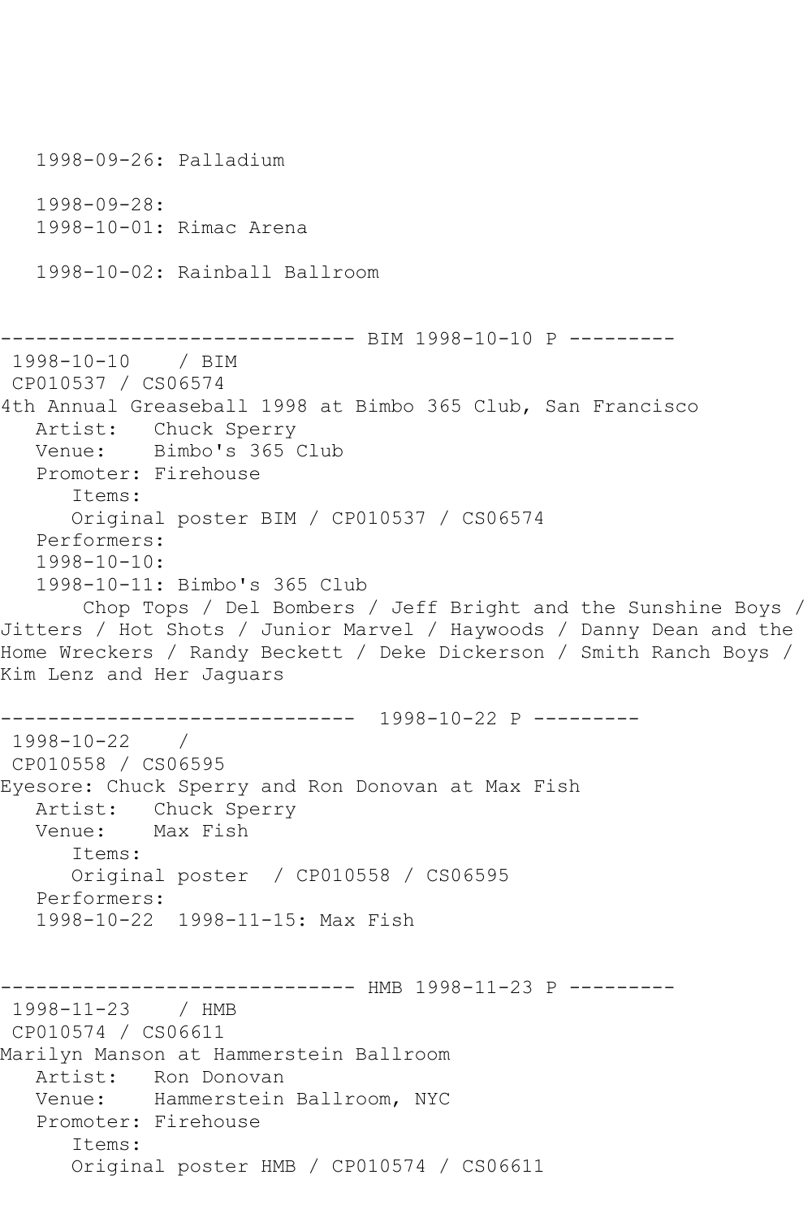```
   1998-09-26: Palladium

   1998-09-28:
   1998-10-01: Rimac Arena

   1998-10-02: Rainball Ballroom


------------------------------ BIM 1998-10-10 P ---------
 1998-10-10    / BIM
 CP010537 / CS06574
4th Annual Greaseball 1998 at Bimbo 365 Club, San Francisco
   Artist:   Chuck Sperry
   Venue:    Bimbo's 365 Club
   Promoter: Firehouse
      Items:
      Original poster BIM / CP010537 / CS06574
   Performers:
   1998-10-10:
   1998-10-11: Bimbo's 365 Club
       Chop Tops / Del Bombers / Jeff Bright and the Sunshine Boys /
Jitters / Hot Shots / Junior Marvel / Haywoods / Danny Dean and the
Home Wreckers / Randy Beckett / Deke Dickerson / Smith Ranch Boys /
Kim Lenz and Her Jaguars

------------------------------  1998-10-22 P ---------
 1998-10-22    /
 CP010558 / CS06595
Eyesore: Chuck Sperry and Ron Donovan at Max Fish
   Artist:   Chuck Sperry
   Venue:    Max Fish
      Items:
      Original poster  / CP010558 / CS06595
   Performers:
   1998-10-22  1998-11-15: Max Fish


------------------------------ HMB 1998-11-23 P ---------
 1998-11-23    / HMB
 CP010574 / CS06611
Marilyn Manson at Hammerstein Ballroom
   Artist:   Ron Donovan
   Venue:    Hammerstein Ballroom, NYC
   Promoter: Firehouse
      Items:
      Original poster HMB / CP010574 / CS06611
```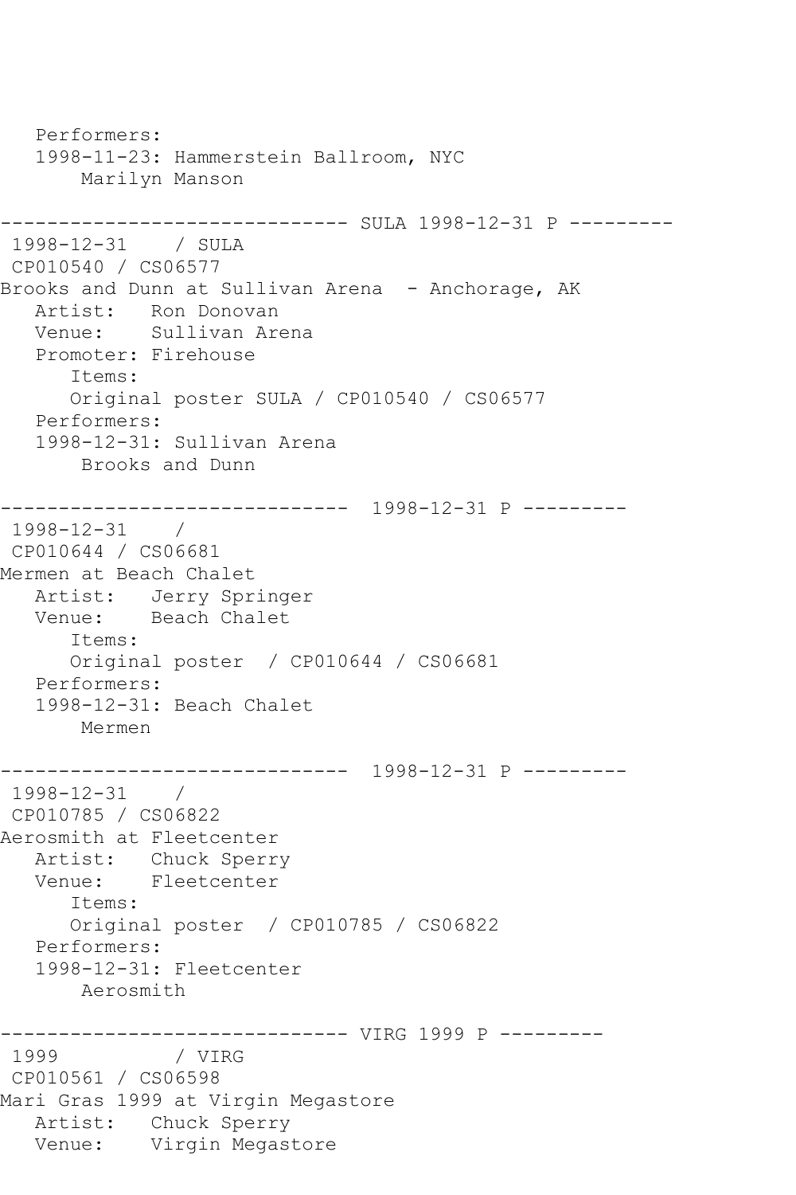```
   Performers:
   1998-11-23: Hammerstein Ballroom, NYC
       Marilyn Manson

------------------------------ SULA 1998-12-31 P ---------
 1998-12-31    / SULA
 CP010540 / CS06577
Brooks and Dunn at Sullivan Arena  - Anchorage, AK
   Artist:   Ron Donovan
   Venue:    Sullivan Arena
   Promoter: Firehouse
      Items:
      Original poster SULA / CP010540 / CS06577
   Performers:
   1998-12-31: Sullivan Arena
       Brooks and Dunn

------------------------------  1998-12-31 P ---------
 1998-12-31    /
 CP010644 / CS06681
Mermen at Beach Chalet
   Artist:   Jerry Springer
   Venue:    Beach Chalet
      Items:
      Original poster  / CP010644 / CS06681
   Performers:
   1998-12-31: Beach Chalet
       Mermen

------------------------------  1998-12-31 P ---------
 1998-12-31    /
 CP010785 / CS06822
Aerosmith at Fleetcenter
   Artist:   Chuck Sperry
   Venue:    Fleetcenter
      Items:
      Original poster  / CP010785 / CS06822
   Performers:
   1998-12-31: Fleetcenter
       Aerosmith

------------------------------ VIRG 1999 P ---------
 1999          / VIRG
 CP010561 / CS06598
Mari Gras 1999 at Virgin Megastore
   Artist:   Chuck Sperry
   Venue:    Virgin Megastore
```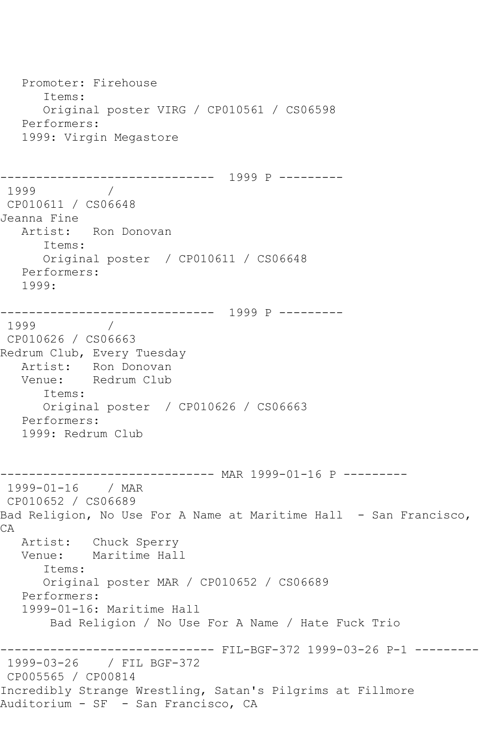```
   Promoter: Firehouse
      Items:
      Original poster VIRG / CP010561 / CS06598
   Performers:
   1999: Virgin Megastore


------------------------------  1999 P ---------
 1999          /
 CP010611 / CS06648
Jeanna Fine
   Artist:   Ron Donovan
      Items:
      Original poster  / CP010611 / CS06648
   Performers:
   1999:

------------------------------  1999 P ---------
 1999          /
 CP010626 / CS06663
Redrum Club, Every Tuesday
   Artist:   Ron Donovan
   Venue:    Redrum Club
      Items:
      Original poster  / CP010626 / CS06663
   Performers:
   1999: Redrum Club


------------------------------ MAR 1999-01-16 P ---------
 1999-01-16    / MAR
 CP010652 / CS06689
Bad Religion, No Use For A Name at Maritime Hall  - San Francisco,
CA
   Artist:   Chuck Sperry
   Venue:    Maritime Hall
      Items:
      Original poster MAR / CP010652 / CS06689
   Performers:
   1999-01-16: Maritime Hall
       Bad Religion / No Use For A Name / Hate Fuck Trio

------------------------------ FIL-BGF-372 1999-03-26 P-1 ---------
 1999-03-26    / FIL BGF-372
 CP005565 / CP00814
Incredibly Strange Wrestling, Satan's Pilgrims at Fillmore
Auditorium - SF  - San Francisco, CA
```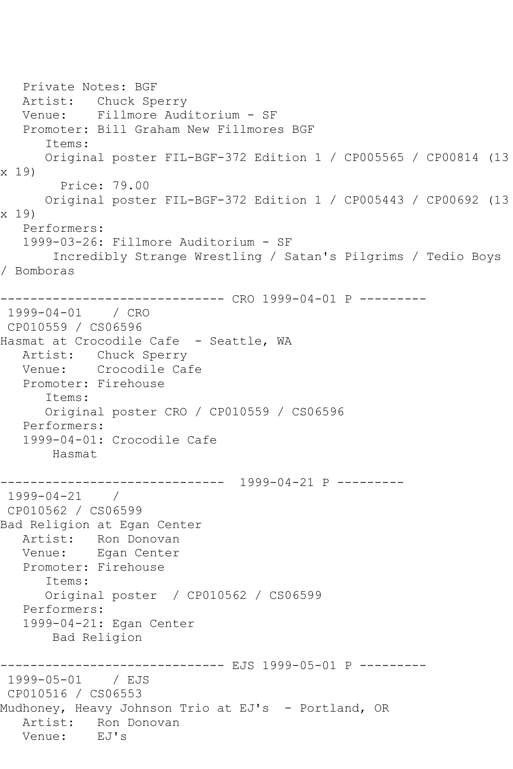Private Notes: BGF
Artist: Chuck Sperry
Venue: Fillmore Auditorium - SF
Promoter: Bill Graham New Fillmores BGF
Items:
Original poster FIL-BGF-372 Edition 1 / CP005565 / CP00814 (13 x 19)
Price: 79.00
Original poster FIL-BGF-372 Edition 1 / CP005443 / CP00692 (13 x 19)
Performers:
1999-03-26: Fillmore Auditorium - SF
Incredibly Strange Wrestling / Satan's Pilgrims / Tedio Boys / Bomboras

------------------------------ CRO 1999-04-01 P ---------

1999-04-01 / CRO
CP010559 / CS06596
Hasmat at Crocodile Cafe - Seattle, WA
Artist: Chuck Sperry
Venue: Crocodile Cafe
Promoter: Firehouse
Items:
Original poster CRO / CP010559 / CS06596
Performers:
1999-04-01: Crocodile Cafe
Hasmat

------------------------------ 1999-04-21 P ---------

1999-04-21 /
CP010562 / CS06599
Bad Religion at Egan Center
Artist: Ron Donovan
Venue: Egan Center
Promoter: Firehouse
Items:
Original poster / CP010562 / CS06599
Performers:
1999-04-21: Egan Center
Bad Religion

------------------------------ EJS 1999-05-01 P ---------

1999-05-01 / EJS
CP010516 / CS06553
Mudhoney, Heavy Johnson Trio at EJ's - Portland, OR
Artist: Ron Donovan
Venue: EJ's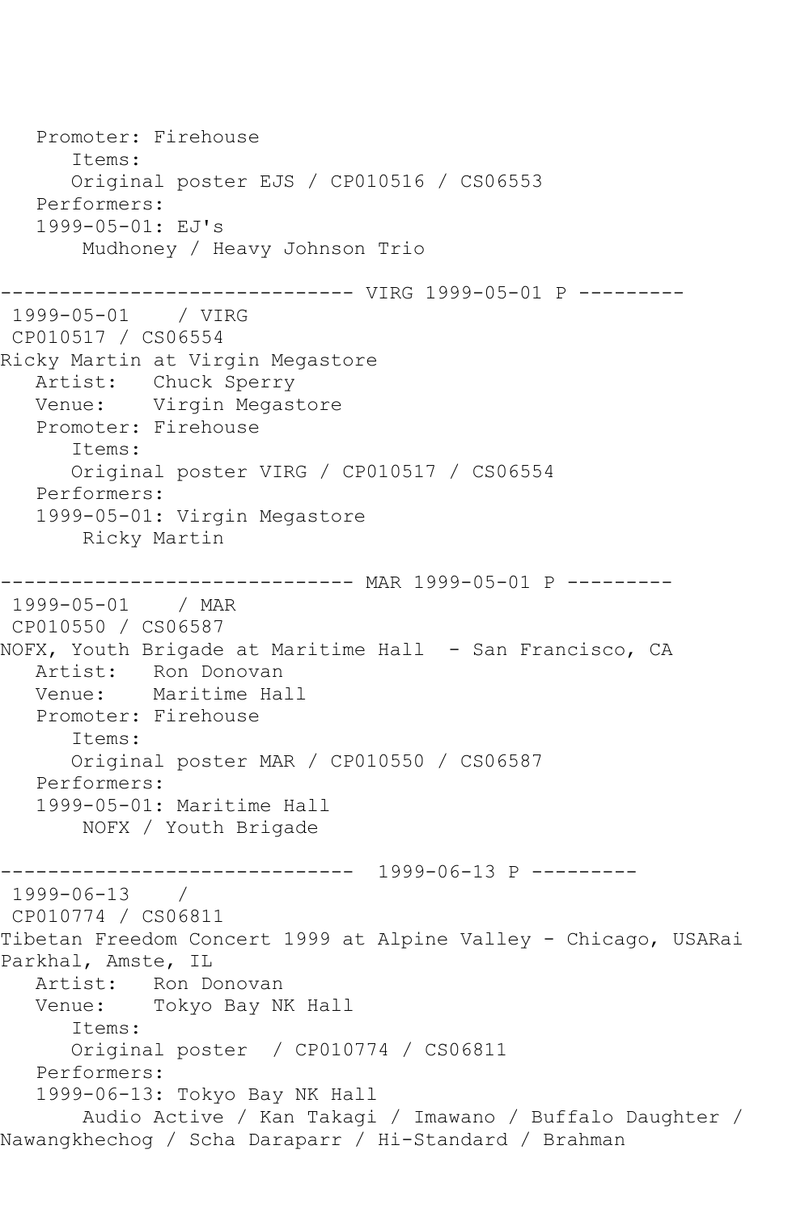```
   Promoter: Firehouse
      Items:
      Original poster EJS / CP010516 / CS06553
   Performers:
   1999-05-01: EJ's
       Mudhoney / Heavy Johnson Trio

------------------------------ VIRG 1999-05-01 P ---------
 1999-05-01    / VIRG
 CP010517 / CS06554
Ricky Martin at Virgin Megastore
   Artist:   Chuck Sperry
   Venue:    Virgin Megastore
   Promoter: Firehouse
      Items:
      Original poster VIRG / CP010517 / CS06554
   Performers:
   1999-05-01: Virgin Megastore
       Ricky Martin

------------------------------ MAR 1999-05-01 P ---------
 1999-05-01    / MAR
 CP010550 / CS06587
NOFX, Youth Brigade at Maritime Hall  - San Francisco, CA
   Artist:   Ron Donovan
   Venue:    Maritime Hall
   Promoter: Firehouse
      Items:
      Original poster MAR / CP010550 / CS06587
   Performers:
   1999-05-01: Maritime Hall
       NOFX / Youth Brigade

------------------------------  1999-06-13 P ---------
 1999-06-13    /
 CP010774 / CS06811
Tibetan Freedom Concert 1999 at Alpine Valley - Chicago, USARai
Parkhal, Amste, IL
   Artist:   Ron Donovan
   Venue:    Tokyo Bay NK Hall
      Items:
      Original poster  / CP010774 / CS06811
   Performers:
   1999-06-13: Tokyo Bay NK Hall
       Audio Active / Kan Takagi / Imawano / Buffalo Daughter /
Nawangkhechog / Scha Daraparr / Hi-Standard / Brahman
```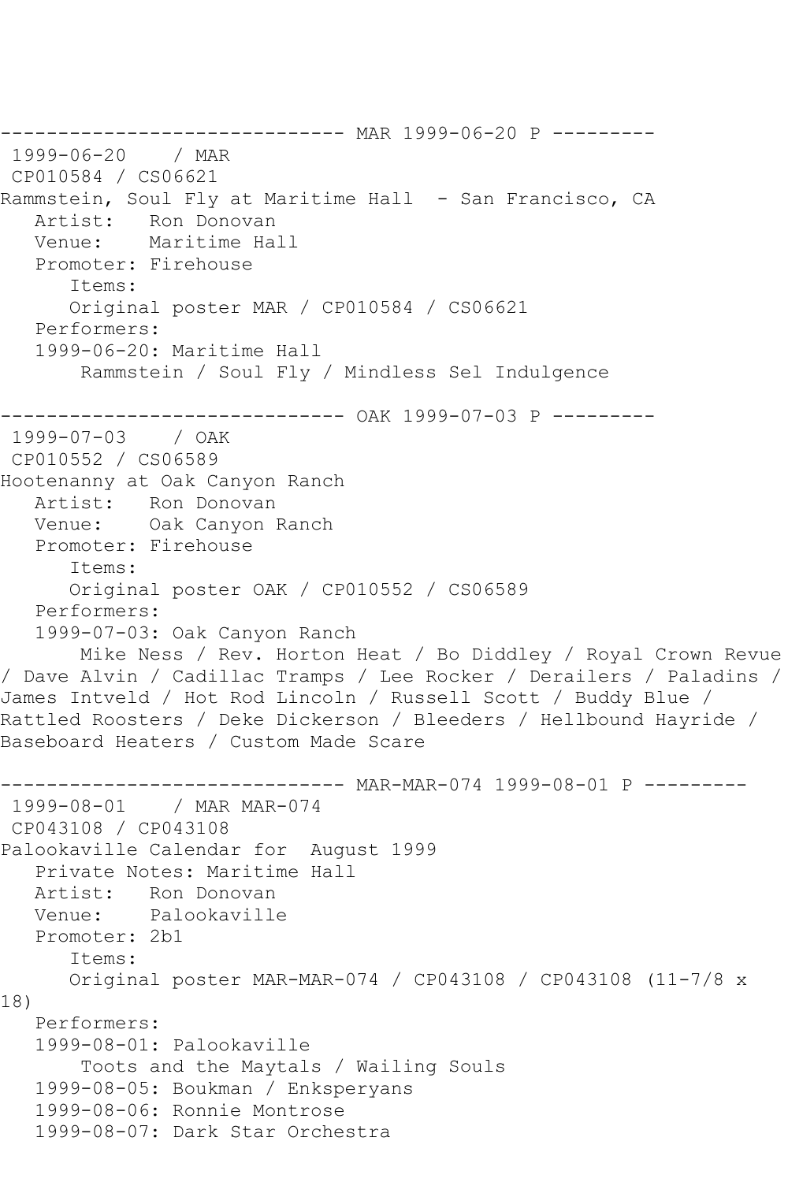------------------------------ MAR 1999-06-20 P ---------

1999-06-20 / MAR
CP010584 / CS06621
Rammstein, Soul Fly at Maritime Hall - San Francisco, CA
Artist: Ron Donovan
Venue: Maritime Hall
Promoter: Firehouse
Items:
Original poster MAR / CP010584 / CS06621
Performers:
1999-06-20: Maritime Hall
Rammstein / Soul Fly / Mindless Sel Indulgence

------------------------------ OAK 1999-07-03 P ---------

1999-07-03 / OAK
CP010552 / CS06589
Hootenanny at Oak Canyon Ranch
Artist: Ron Donovan
Venue: Oak Canyon Ranch
Promoter: Firehouse
Items:
Original poster OAK / CP010552 / CS06589
Performers:
1999-07-03: Oak Canyon Ranch
Mike Ness / Rev. Horton Heat / Bo Diddley / Royal Crown Revue / Dave Alvin / Cadillac Tramps / Lee Rocker / Derailers / Paladins / James Intveld / Hot Rod Lincoln / Russell Scott / Buddy Blue / Rattled Roosters / Deke Dickerson / Bleeders / Hellbound Hayride / Baseboard Heaters / Custom Made Scare

------------------------------ MAR-MAR-074 1999-08-01 P ---------

1999-08-01 / MAR MAR-074
CP043108 / CP043108
Palookaville Calendar for August 1999
Private Notes: Maritime Hall
Artist: Ron Donovan
Venue: Palookaville
Promoter: 2b1
Items:
Original poster MAR-MAR-074 / CP043108 / CP043108 (11-7/8 x 18)
Performers:
1999-08-01: Palookaville
Toots and the Maytals / Wailing Souls
1999-08-05: Boukman / Enksperyans
1999-08-06: Ronnie Montrose
1999-08-07: Dark Star Orchestra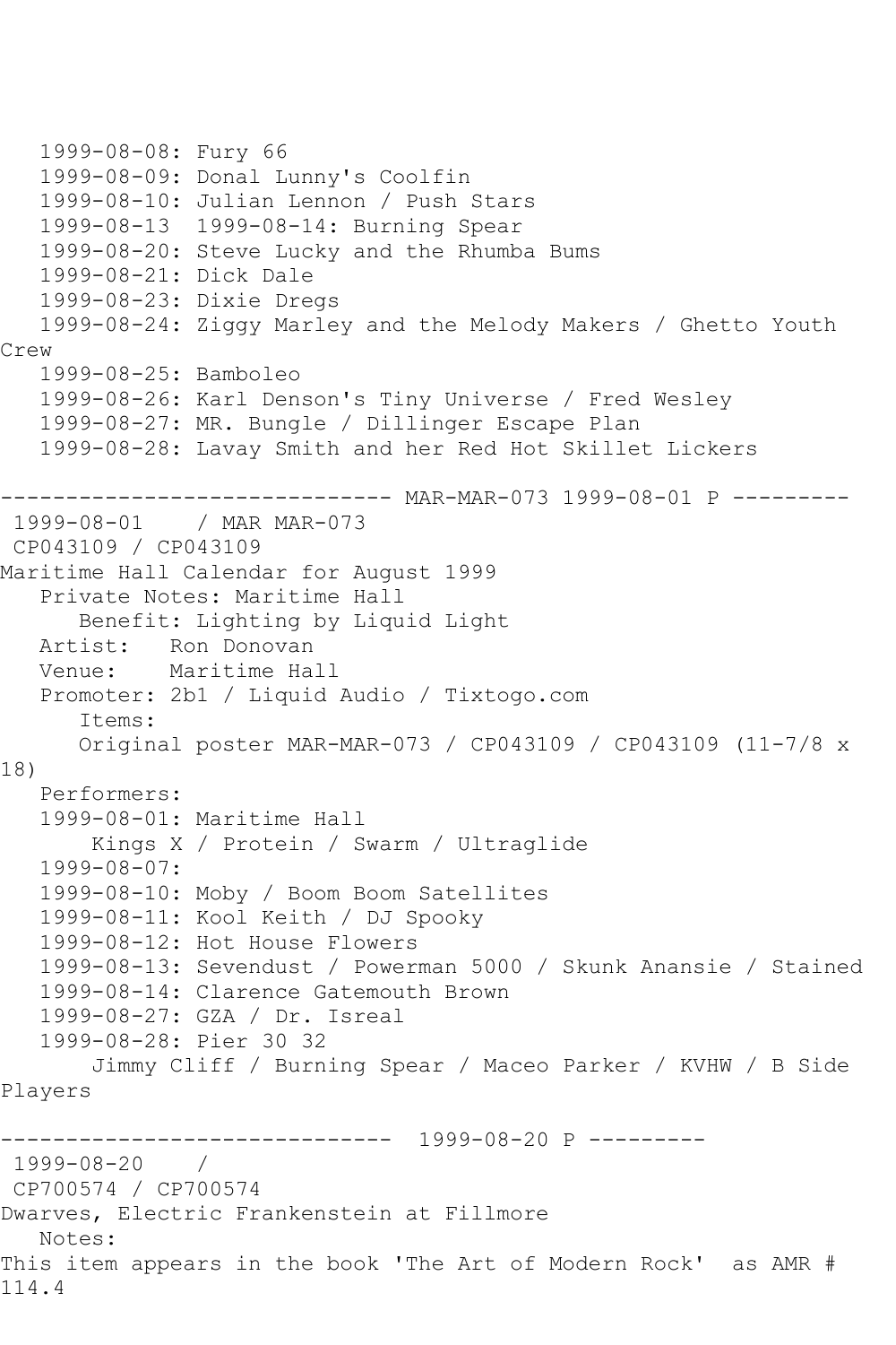1999-08-08: Fury 66
   1999-08-09: Donal Lunny's Coolfin
   1999-08-10: Julian Lennon / Push Stars
   1999-08-13  1999-08-14: Burning Spear
   1999-08-20: Steve Lucky and the Rhumba Bums
   1999-08-21: Dick Dale
   1999-08-23: Dixie Dregs
   1999-08-24: Ziggy Marley and the Melody Makers / Ghetto Youth Crew
   1999-08-25: Bamboleo
   1999-08-26: Karl Denson's Tiny Universe / Fred Wesley
   1999-08-27: MR. Bungle / Dillinger Escape Plan
   1999-08-28: Lavay Smith and her Red Hot Skillet Lickers

------------------------------ MAR-MAR-073 1999-08-01 P ---------

1999-08-01    / MAR MAR-073
CP043109 / CP043109
Maritime Hall Calendar for August 1999
   Private Notes: Maritime Hall
      Benefit: Lighting by Liquid Light
   Artist:   Ron Donovan
   Venue:    Maritime Hall
   Promoter: 2b1 / Liquid Audio / Tixtogo.com
      Items:
      Original poster MAR-MAR-073 / CP043109 / CP043109 (11-7/8 x 18)
   Performers:
   1999-08-01: Maritime Hall
       Kings X / Protein / Swarm / Ultraglide
   1999-08-07:
   1999-08-10: Moby / Boom Boom Satellites
   1999-08-11: Kool Keith / DJ Spooky
   1999-08-12: Hot House Flowers
   1999-08-13: Sevendust / Powerman 5000 / Skunk Anansie / Stained
   1999-08-14: Clarence Gatemouth Brown
   1999-08-27: GZA / Dr. Isreal
   1999-08-28: Pier 30 32
       Jimmy Cliff / Burning Spear / Maceo Parker / KVHW / B Side Players

------------------------------  1999-08-20 P ---------

1999-08-20    /
CP700574 / CP700574
Dwarves, Electric Frankenstein at Fillmore
   Notes:
This item appears in the book 'The Art of Modern Rock'  as AMR # 114.4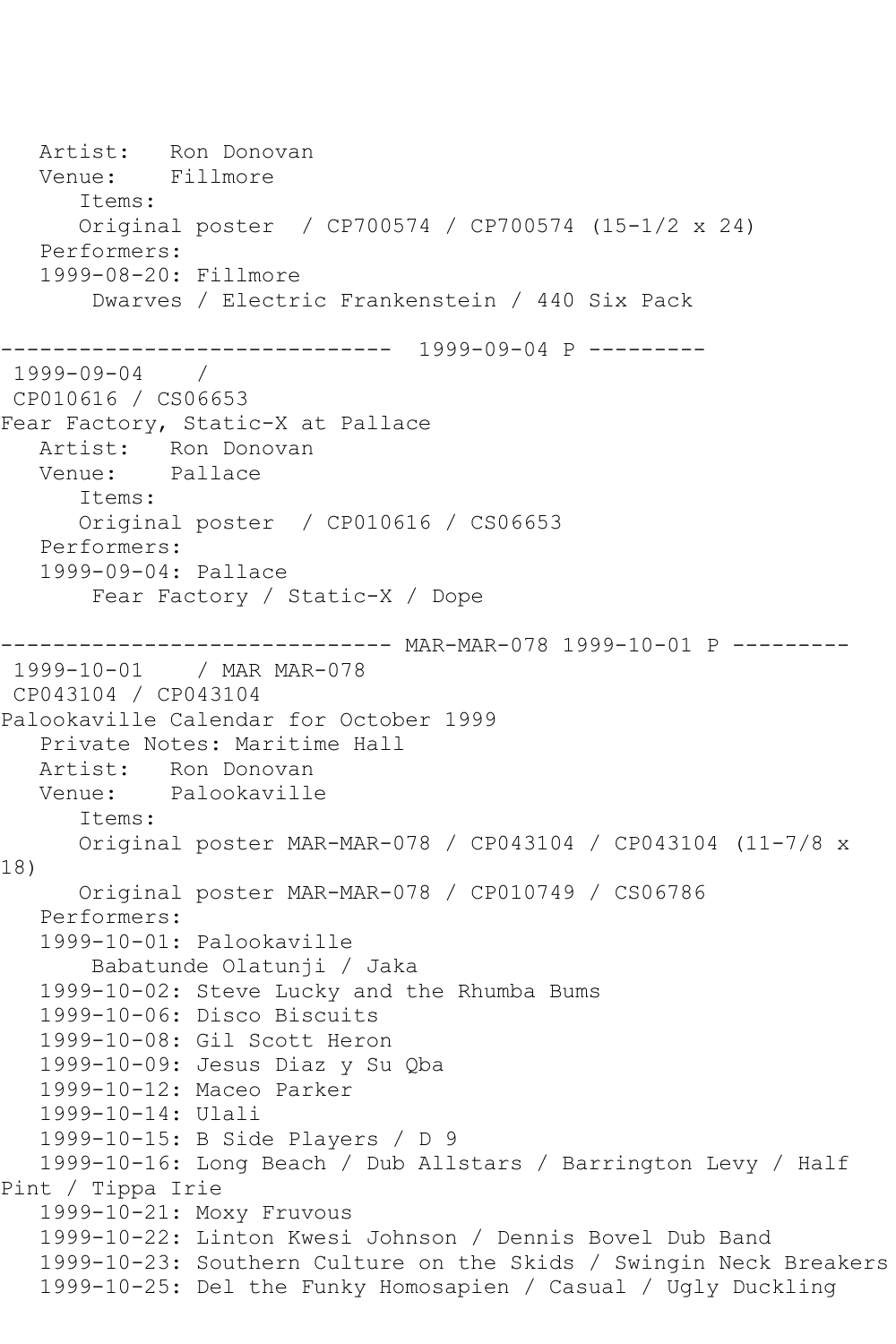Artist: Ron Donovan
Venue: Fillmore
Items:
Original poster / CP700574 / CP700574 (15-1/2 x 24)
Performers:
1999-08-20: Fillmore
Dwarves / Electric Frankenstein / 440 Six Pack

------------------------------ 1999-09-04 P ---------

1999-09-04 /
CP010616 / CS06653
Fear Factory, Static-X at Pallace
Artist: Ron Donovan
Venue: Pallace
Items:
Original poster / CP010616 / CS06653
Performers:
1999-09-04: Pallace
Fear Factory / Static-X / Dope

------------------------------ MAR-MAR-078 1999-10-01 P ---------

1999-10-01 / MAR MAR-078
CP043104 / CP043104
Palookaville Calendar for October 1999
Private Notes: Maritime Hall
Artist: Ron Donovan
Venue: Palookaville
Items:
Original poster MAR-MAR-078 / CP043104 / CP043104 (11-7/8 x 18)
Original poster MAR-MAR-078 / CP010749 / CS06786
Performers:
1999-10-01: Palookaville
Babatunde Olatunji / Jaka
1999-10-02: Steve Lucky and the Rhumba Bums
1999-10-06: Disco Biscuits
1999-10-08: Gil Scott Heron
1999-10-09: Jesus Diaz y Su Qba
1999-10-12: Maceo Parker
1999-10-14: Ulali
1999-10-15: B Side Players / D 9
1999-10-16: Long Beach / Dub Allstars / Barrington Levy / Half Pint / Tippa Irie
1999-10-21: Moxy Fruvous
1999-10-22: Linton Kwesi Johnson / Dennis Bovel Dub Band
1999-10-23: Southern Culture on the Skids / Swingin Neck Breakers
1999-10-25: Del the Funky Homosapien / Casual / Ugly Duckling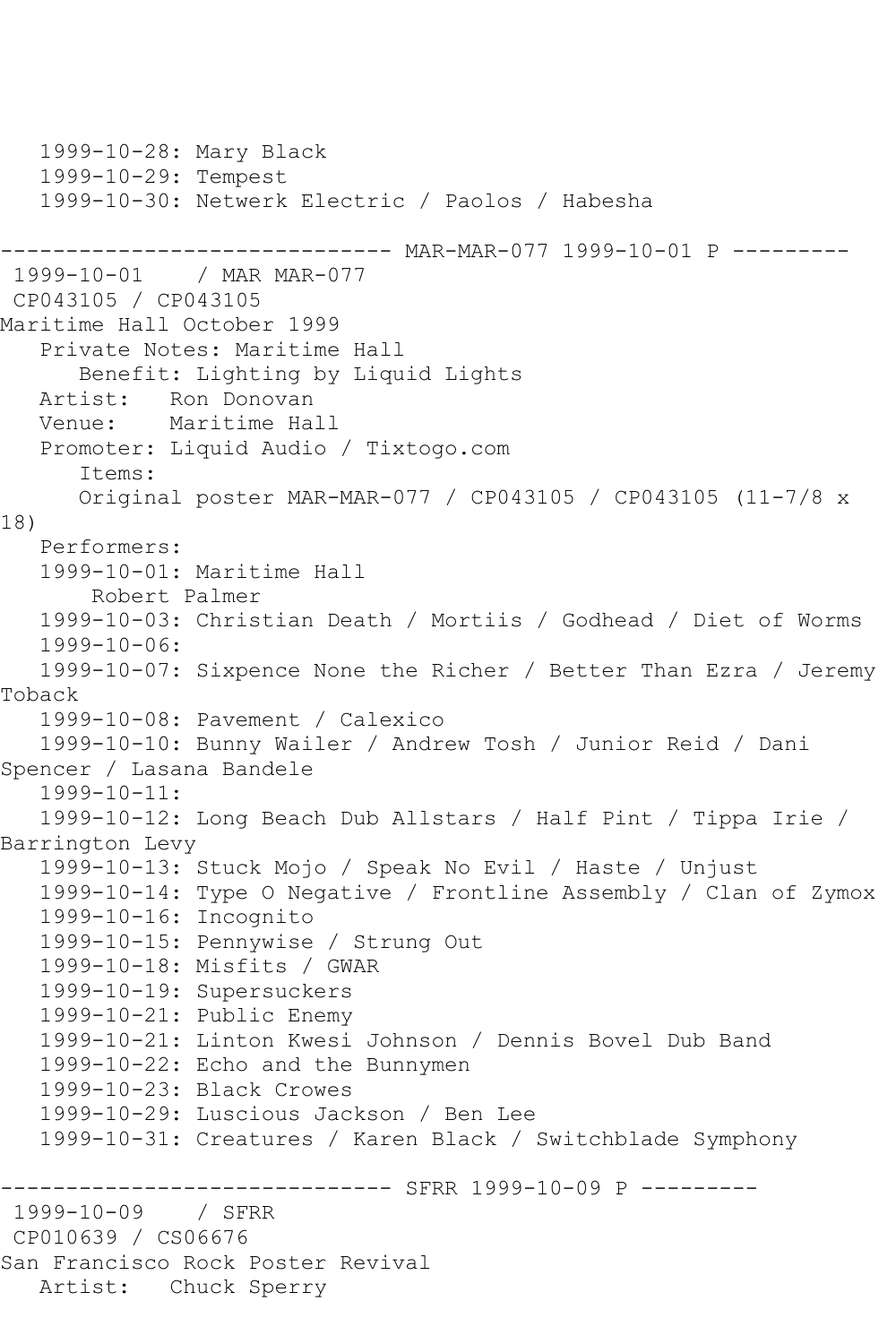1999-10-28: Mary Black
   1999-10-29: Tempest
   1999-10-30: Netwerk Electric / Paolos / Habesha

------------------------------ MAR-MAR-077 1999-10-01 P ---------
 1999-10-01    / MAR MAR-077
 CP043105 / CP043105
Maritime Hall October 1999
   Private Notes: Maritime Hall
      Benefit: Lighting by Liquid Lights
   Artist:   Ron Donovan
   Venue:    Maritime Hall
   Promoter: Liquid Audio / Tixtogo.com
      Items:
      Original poster MAR-MAR-077 / CP043105 / CP043105 (11-7/8 x 18)
   Performers:
   1999-10-01: Maritime Hall
       Robert Palmer
   1999-10-03: Christian Death / Mortiis / Godhead / Diet of Worms
   1999-10-06:
   1999-10-07: Sixpence None the Richer / Better Than Ezra / Jeremy Toback
   1999-10-08: Pavement / Calexico
   1999-10-10: Bunny Wailer / Andrew Tosh / Junior Reid / Dani Spencer / Lasana Bandele
   1999-10-11:
   1999-10-12: Long Beach Dub Allstars / Half Pint / Tippa Irie / Barrington Levy
   1999-10-13: Stuck Mojo / Speak No Evil / Haste / Unjust
   1999-10-14: Type O Negative / Frontline Assembly / Clan of Zymox
   1999-10-16: Incognito
   1999-10-15: Pennywise / Strung Out
   1999-10-18: Misfits / GWAR
   1999-10-19: Supersuckers
   1999-10-21: Public Enemy
   1999-10-21: Linton Kwesi Johnson / Dennis Bovel Dub Band
   1999-10-22: Echo and the Bunnymen
   1999-10-23: Black Crowes
   1999-10-29: Luscious Jackson / Ben Lee
   1999-10-31: Creatures / Karen Black / Switchblade Symphony

------------------------------ SFRR 1999-10-09 P ---------
 1999-10-09    / SFRR
 CP010639 / CS06676
San Francisco Rock Poster Revival
   Artist:   Chuck Sperry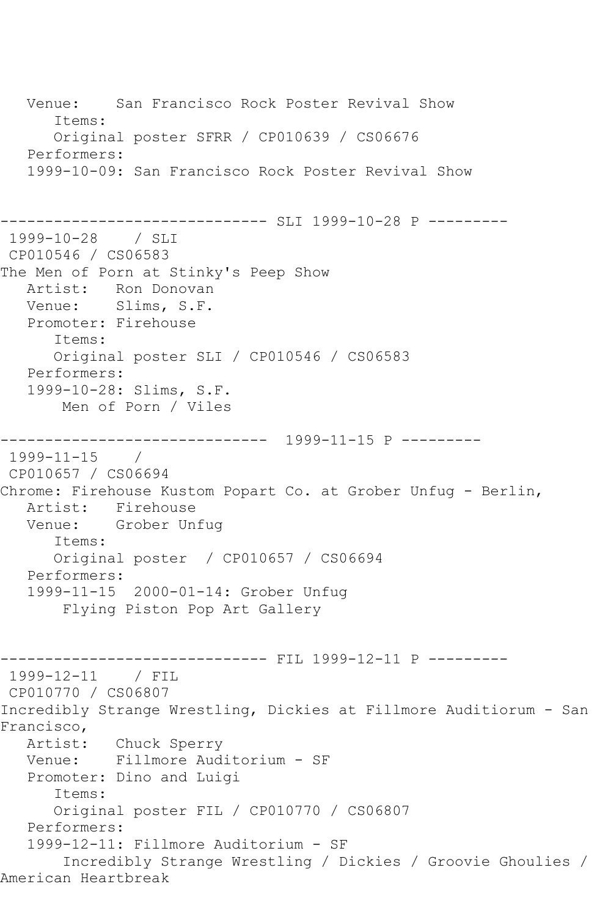Venue: San Francisco Rock Poster Revival Show
Items:
Original poster SFRR / CP010639 / CS06676
Performers:
1999-10-09: San Francisco Rock Poster Revival Show

------------------------------ SLI 1999-10-28 P ---------

1999-10-28 / SLI
CP010546 / CS06583
The Men of Porn at Stinky's Peep Show
Artist: Ron Donovan
Venue: Slims, S.F.
Promoter: Firehouse
Items:
Original poster SLI / CP010546 / CS06583
Performers:
1999-10-28: Slims, S.F.
Men of Porn / Viles

------------------------------ 1999-11-15 P ---------

1999-11-15 /
CP010657 / CS06694
Chrome: Firehouse Kustom Popart Co. at Grober Unfug - Berlin,
Artist: Firehouse
Venue: Grober Unfug
Items:
Original poster / CP010657 / CS06694
Performers:
1999-11-15 2000-01-14: Grober Unfug
Flying Piston Pop Art Gallery

------------------------------ FIL 1999-12-11 P ---------

1999-12-11 / FIL
CP010770 / CS06807
Incredibly Strange Wrestling, Dickies at Fillmore Auditiorum - San Francisco,
Artist: Chuck Sperry
Venue: Fillmore Auditorium - SF
Promoter: Dino and Luigi
Items:
Original poster FIL / CP010770 / CS06807
Performers:
1999-12-11: Fillmore Auditorium - SF
Incredibly Strange Wrestling / Dickies / Groovie Ghoulies / American Heartbreak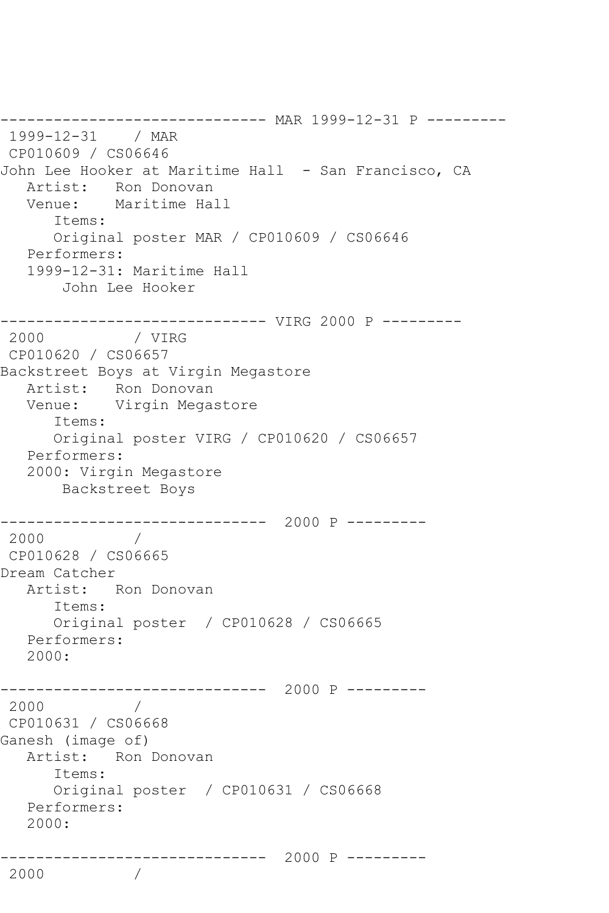```
------------------------------ MAR 1999-12-31 P ---------
 1999-12-31    / MAR
 CP010609 / CS06646
John Lee Hooker at Maritime Hall  - San Francisco, CA
   Artist:   Ron Donovan
   Venue:    Maritime Hall
      Items:
      Original poster MAR / CP010609 / CS06646
   Performers:
   1999-12-31: Maritime Hall
       John Lee Hooker

------------------------------ VIRG 2000 P ---------
 2000          / VIRG
 CP010620 / CS06657
Backstreet Boys at Virgin Megastore
   Artist:   Ron Donovan
   Venue:    Virgin Megastore
      Items:
      Original poster VIRG / CP010620 / CS06657
   Performers:
   2000: Virgin Megastore
       Backstreet Boys

------------------------------  2000 P ---------
 2000          /
 CP010628 / CS06665
Dream Catcher
   Artist:   Ron Donovan
      Items:
      Original poster  / CP010628 / CS06665
   Performers:
   2000:

------------------------------  2000 P ---------
 2000          /
 CP010631 / CS06668
Ganesh (image of)
   Artist:   Ron Donovan
      Items:
      Original poster  / CP010631 / CS06668
   Performers:
   2000:

------------------------------  2000 P ---------
 2000          /
```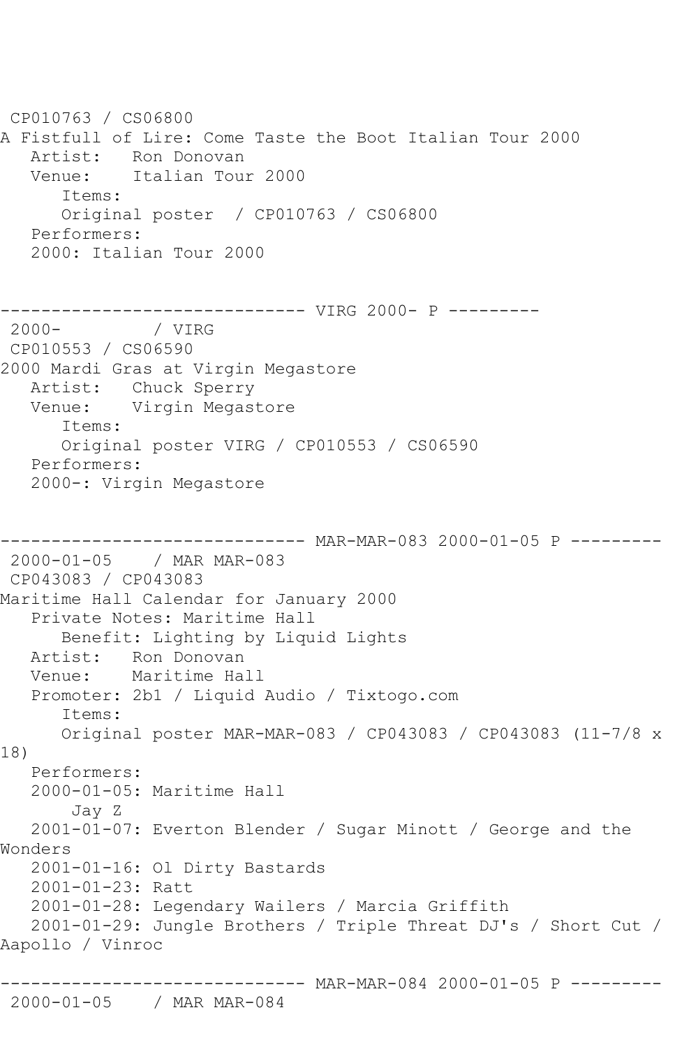```
 CP010763 / CS06800
A Fistfull of Lire: Come Taste the Boot Italian Tour 2000
   Artist:   Ron Donovan
   Venue:    Italian Tour 2000
      Items:
      Original poster  / CP010763 / CS06800
   Performers:
   2000: Italian Tour 2000


------------------------------ VIRG 2000- P ---------
 2000-         / VIRG
 CP010553 / CS06590
2000 Mardi Gras at Virgin Megastore
   Artist:   Chuck Sperry
   Venue:    Virgin Megastore
      Items:
      Original poster VIRG / CP010553 / CS06590
   Performers:
   2000-: Virgin Megastore


------------------------------ MAR-MAR-083 2000-01-05 P ---------
 2000-01-05    / MAR MAR-083
 CP043083 / CP043083
Maritime Hall Calendar for January 2000
   Private Notes: Maritime Hall
      Benefit: Lighting by Liquid Lights
   Artist:   Ron Donovan
   Venue:    Maritime Hall
   Promoter: 2b1 / Liquid Audio / Tixtogo.com
      Items:
      Original poster MAR-MAR-083 / CP043083 / CP043083 (11-7/8 x
18)
   Performers:
   2000-01-05: Maritime Hall
       Jay Z
   2001-01-07: Everton Blender / Sugar Minott / George and the
Wonders
   2001-01-16: Ol Dirty Bastards
   2001-01-23: Ratt
   2001-01-28: Legendary Wailers / Marcia Griffith
   2001-01-29: Jungle Brothers / Triple Threat DJ's / Short Cut /
Aapollo / Vinroc

------------------------------ MAR-MAR-084 2000-01-05 P ---------
 2000-01-05    / MAR MAR-084
```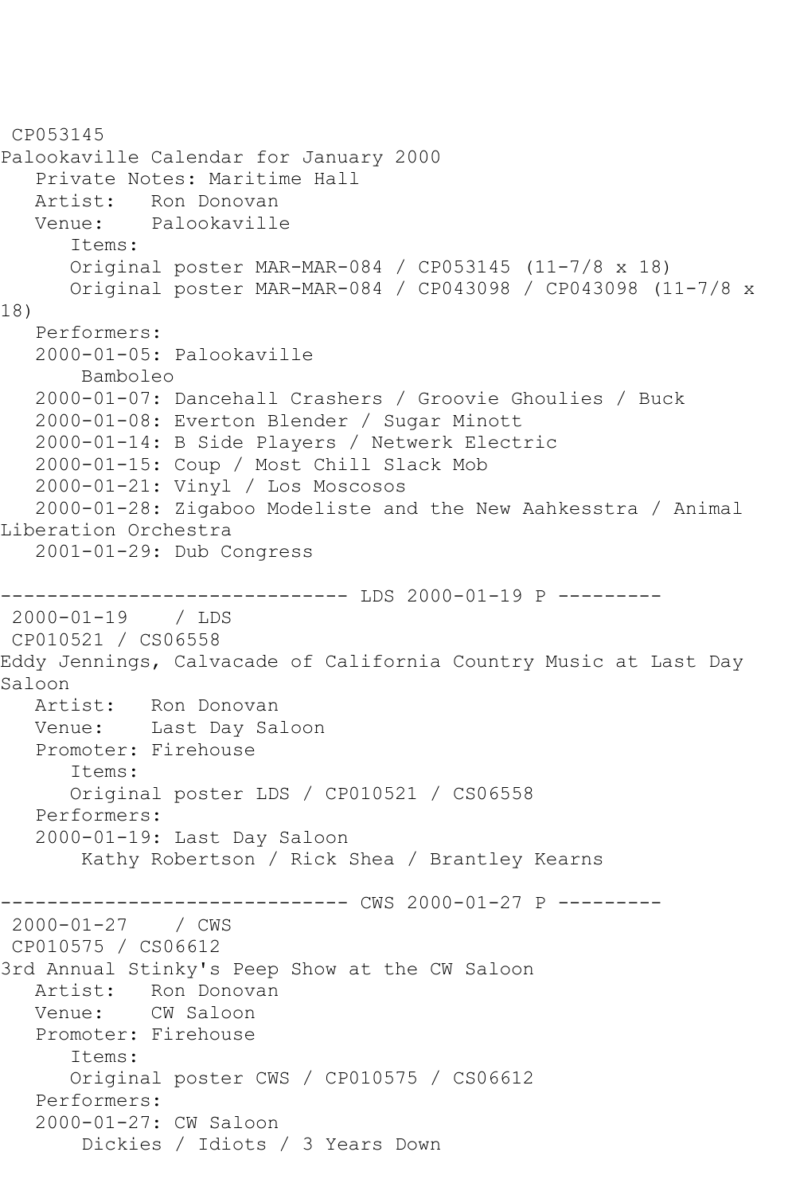CP053145
Palookaville Calendar for January 2000
   Private Notes: Maritime Hall
   Artist:   Ron Donovan
   Venue:    Palookaville
      Items:
      Original poster MAR-MAR-084 / CP053145 (11-7/8 x 18)
      Original poster MAR-MAR-084 / CP043098 / CP043098 (11-7/8 x 18)
   Performers:
   2000-01-05: Palookaville
       Bamboleo
   2000-01-07: Dancehall Crashers / Groovie Ghoulies / Buck
   2000-01-08: Everton Blender / Sugar Minott
   2000-01-14: B Side Players / Netwerk Electric
   2000-01-15: Coup / Most Chill Slack Mob
   2000-01-21: Vinyl / Los Moscosos
   2000-01-28: Zigaboo Modeliste and the New Aahkesstra / Animal Liberation Orchestra
   2001-01-29: Dub Congress

------------------------------ LDS 2000-01-19 P ---------
2000-01-19    / LDS
CP010521 / CS06558
Eddy Jennings, Calvacade of California Country Music at Last Day Saloon
   Artist:   Ron Donovan
   Venue:    Last Day Saloon
   Promoter: Firehouse
      Items:
      Original poster LDS / CP010521 / CS06558
   Performers:
   2000-01-19: Last Day Saloon
       Kathy Robertson / Rick Shea / Brantley Kearns

------------------------------ CWS 2000-01-27 P ---------
2000-01-27    / CWS
CP010575 / CS06612
3rd Annual Stinky's Peep Show at the CW Saloon
   Artist:   Ron Donovan
   Venue:    CW Saloon
   Promoter: Firehouse
      Items:
      Original poster CWS / CP010575 / CS06612
   Performers:
   2000-01-27: CW Saloon
       Dickies / Idiots / 3 Years Down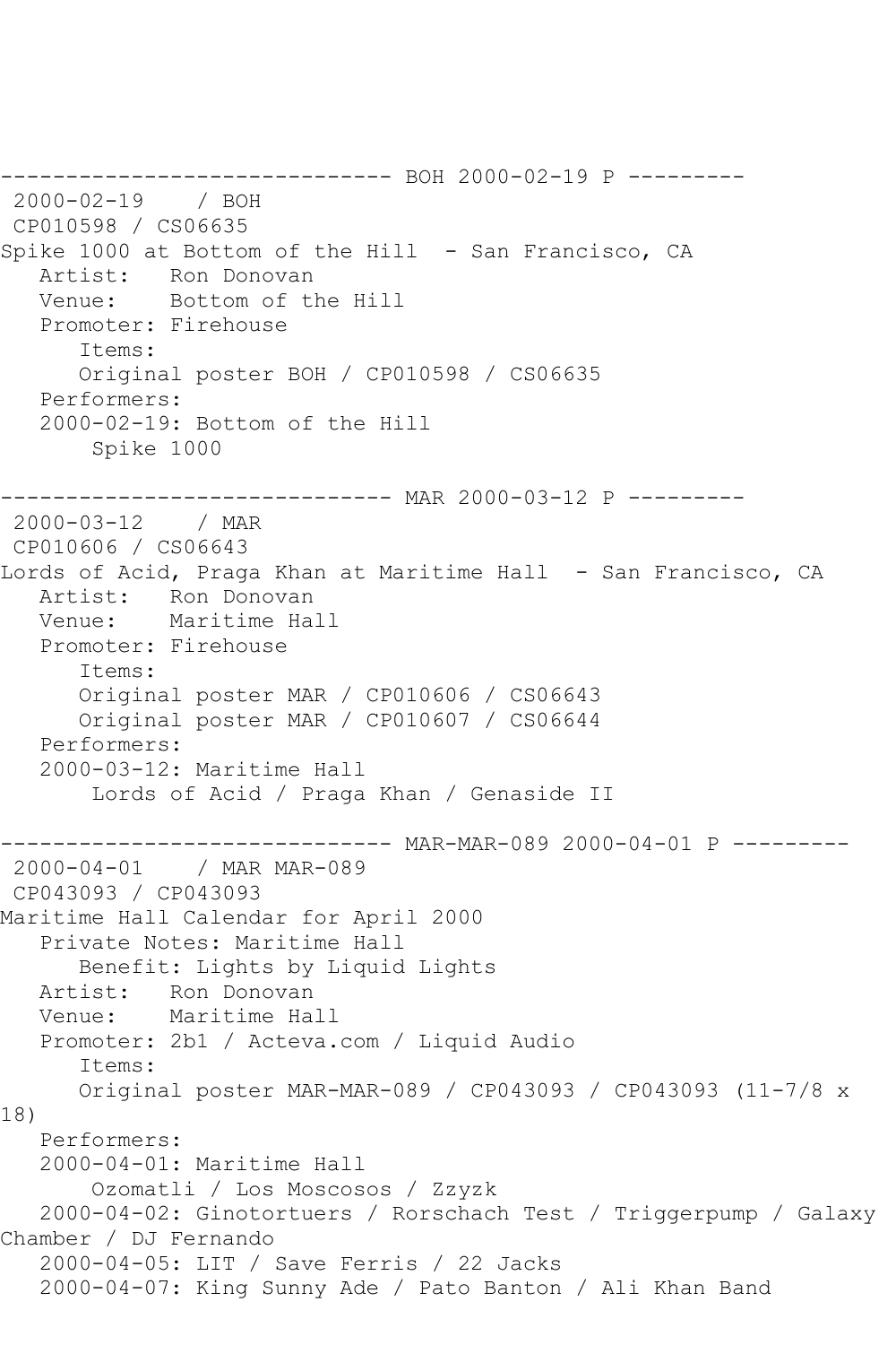------------------------------ BOH 2000-02-19 P ---------

2000-02-19 / BOH
CP010598 / CS06635

Spike 1000 at Bottom of the Hill - San Francisco, CA

Artist: Ron Donovan
Venue: Bottom of the Hill
Promoter: Firehouse
Items:
Original poster BOH / CP010598 / CS06635
Performers:
2000-02-19: Bottom of the Hill
Spike 1000

------------------------------ MAR 2000-03-12 P ---------

2000-03-12 / MAR
CP010606 / CS06643

Lords of Acid, Praga Khan at Maritime Hall - San Francisco, CA

Artist: Ron Donovan
Venue: Maritime Hall
Promoter: Firehouse
Items:
Original poster MAR / CP010606 / CS06643
Original poster MAR / CP010607 / CS06644
Performers:
2000-03-12: Maritime Hall
Lords of Acid / Praga Khan / Genaside II

------------------------------ MAR-MAR-089 2000-04-01 P ---------

2000-04-01 / MAR MAR-089
CP043093 / CP043093

Maritime Hall Calendar for April 2000

Private Notes: Maritime Hall
Benefit: Lights by Liquid Lights
Artist: Ron Donovan
Venue: Maritime Hall
Promoter: 2b1 / Acteva.com / Liquid Audio
Items:
Original poster MAR-MAR-089 / CP043093 / CP043093 (11-7/8 x 18)
Performers:
2000-04-01: Maritime Hall
Ozomatli / Los Moscosos / Zzyzk
2000-04-02: Ginotortuers / Rorschach Test / Triggerpump / Galaxy Chamber / DJ Fernando
2000-04-05: LIT / Save Ferris / 22 Jacks
2000-04-07: King Sunny Ade / Pato Banton / Ali Khan Band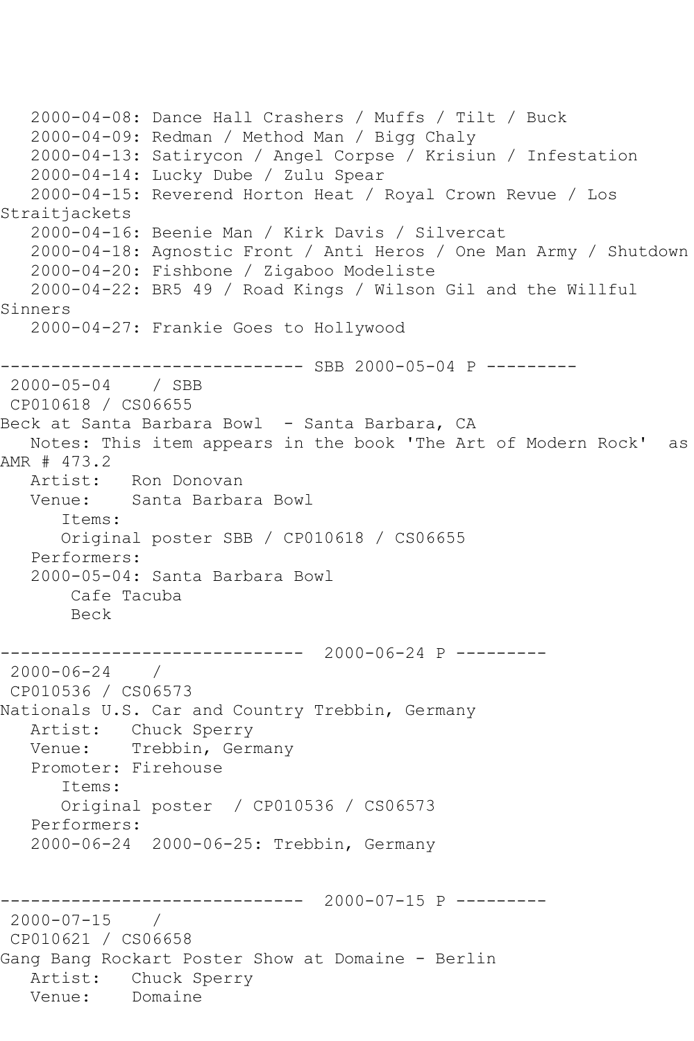2000-04-08: Dance Hall Crashers / Muffs / Tilt / Buck
   2000-04-09: Redman / Method Man / Bigg Chaly
   2000-04-13: Satirycon / Angel Corpse / Krisiun / Infestation
   2000-04-14: Lucky Dube / Zulu Spear
   2000-04-15: Reverend Horton Heat / Royal Crown Revue / Los Straitjackets
   2000-04-16: Beenie Man / Kirk Davis / Silvercat
   2000-04-18: Agnostic Front / Anti Heros / One Man Army / Shutdown
   2000-04-20: Fishbone / Zigaboo Modeliste
   2000-04-22: BR5 49 / Road Kings / Wilson Gil and the Willful Sinners
   2000-04-27: Frankie Goes to Hollywood

------------------------------ SBB 2000-05-04 P ---------

2000-05-04    / SBB
CP010618 / CS06655
Beck at Santa Barbara Bowl  - Santa Barbara, CA
   Notes: This item appears in the book 'The Art of Modern Rock'  as AMR # 473.2
   Artist:   Ron Donovan
   Venue:    Santa Barbara Bowl
      Items:
      Original poster SBB / CP010618 / CS06655
   Performers:
   2000-05-04: Santa Barbara Bowl
       Cafe Tacuba
       Beck

------------------------------  2000-06-24 P ---------

2000-06-24    /
CP010536 / CS06573
Nationals U.S. Car and Country Trebbin, Germany
   Artist:   Chuck Sperry
   Venue:    Trebbin, Germany
   Promoter: Firehouse
      Items:
      Original poster  / CP010536 / CS06573
   Performers:
   2000-06-24  2000-06-25: Trebbin, Germany

------------------------------  2000-07-15 P ---------

2000-07-15    /
CP010621 / CS06658
Gang Bang Rockart Poster Show at Domaine - Berlin
   Artist:   Chuck Sperry
   Venue:    Domaine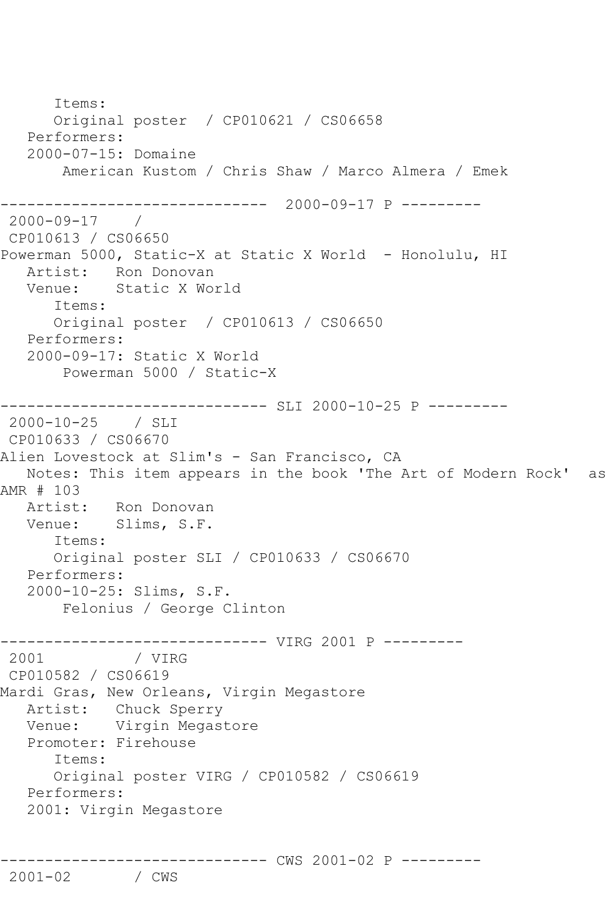```
      Items:
      Original poster  / CP010621 / CS06658
   Performers:
   2000-07-15: Domaine
       American Kustom / Chris Shaw / Marco Almera / Emek

------------------------------  2000-09-17 P ---------
 2000-09-17    /
 CP010613 / CS06650
Powerman 5000, Static-X at Static X World  - Honolulu, HI
   Artist:   Ron Donovan
   Venue:    Static X World
      Items:
      Original poster  / CP010613 / CS06650
   Performers:
   2000-09-17: Static X World
       Powerman 5000 / Static-X

------------------------------ SLI 2000-10-25 P ---------
 2000-10-25    / SLI
 CP010633 / CS06670
Alien Lovestock at Slim's - San Francisco, CA
   Notes: This item appears in the book 'The Art of Modern Rock'  as
AMR # 103
   Artist:   Ron Donovan
   Venue:    Slims, S.F.
      Items:
      Original poster SLI / CP010633 / CS06670
   Performers:
   2000-10-25: Slims, S.F.
       Felonius / George Clinton

------------------------------ VIRG 2001 P ---------
 2001          / VIRG
 CP010582 / CS06619
Mardi Gras, New Orleans, Virgin Megastore
   Artist:   Chuck Sperry
   Venue:    Virgin Megastore
   Promoter: Firehouse
      Items:
      Original poster VIRG / CP010582 / CS06619
   Performers:
   2001: Virgin Megastore


------------------------------ CWS 2001-02 P ---------
 2001-02       / CWS
```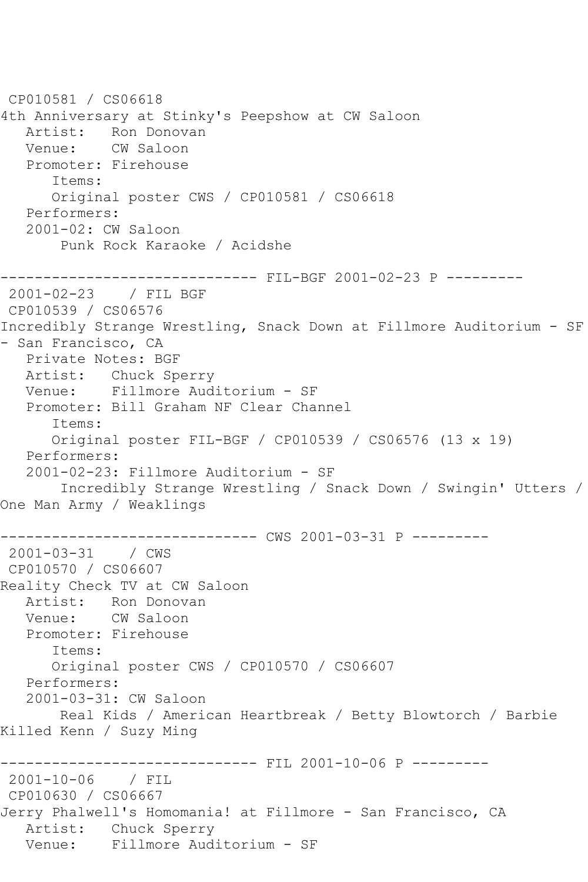CP010581 / CS06618
4th Anniversary at Stinky's Peepshow at CW Saloon
   Artist:   Ron Donovan
   Venue:    CW Saloon
   Promoter: Firehouse
      Items:
      Original poster CWS / CP010581 / CS06618
   Performers:
   2001-02: CW Saloon
       Punk Rock Karaoke / Acidshe

------------------------------ FIL-BGF 2001-02-23 P ---------
 2001-02-23    / FIL BGF
 CP010539 / CS06576
Incredibly Strange Wrestling, Snack Down at Fillmore Auditorium - SF - San Francisco, CA
   Private Notes: BGF
   Artist:   Chuck Sperry
   Venue:    Fillmore Auditorium - SF
   Promoter: Bill Graham NF Clear Channel
      Items:
      Original poster FIL-BGF / CP010539 / CS06576 (13 x 19)
   Performers:
   2001-02-23: Fillmore Auditorium - SF
       Incredibly Strange Wrestling / Snack Down / Swingin' Utters / One Man Army / Weaklings

------------------------------ CWS 2001-03-31 P ---------
 2001-03-31    / CWS
 CP010570 / CS06607
Reality Check TV at CW Saloon
   Artist:   Ron Donovan
   Venue:    CW Saloon
   Promoter: Firehouse
      Items:
      Original poster CWS / CP010570 / CS06607
   Performers:
   2001-03-31: CW Saloon
       Real Kids / American Heartbreak / Betty Blowtorch / Barbie Killed Kenn / Suzy Ming

------------------------------ FIL 2001-10-06 P ---------
 2001-10-06    / FIL
 CP010630 / CS06667
Jerry Phalwell's Homomania! at Fillmore - San Francisco, CA
   Artist:   Chuck Sperry
   Venue:    Fillmore Auditorium - SF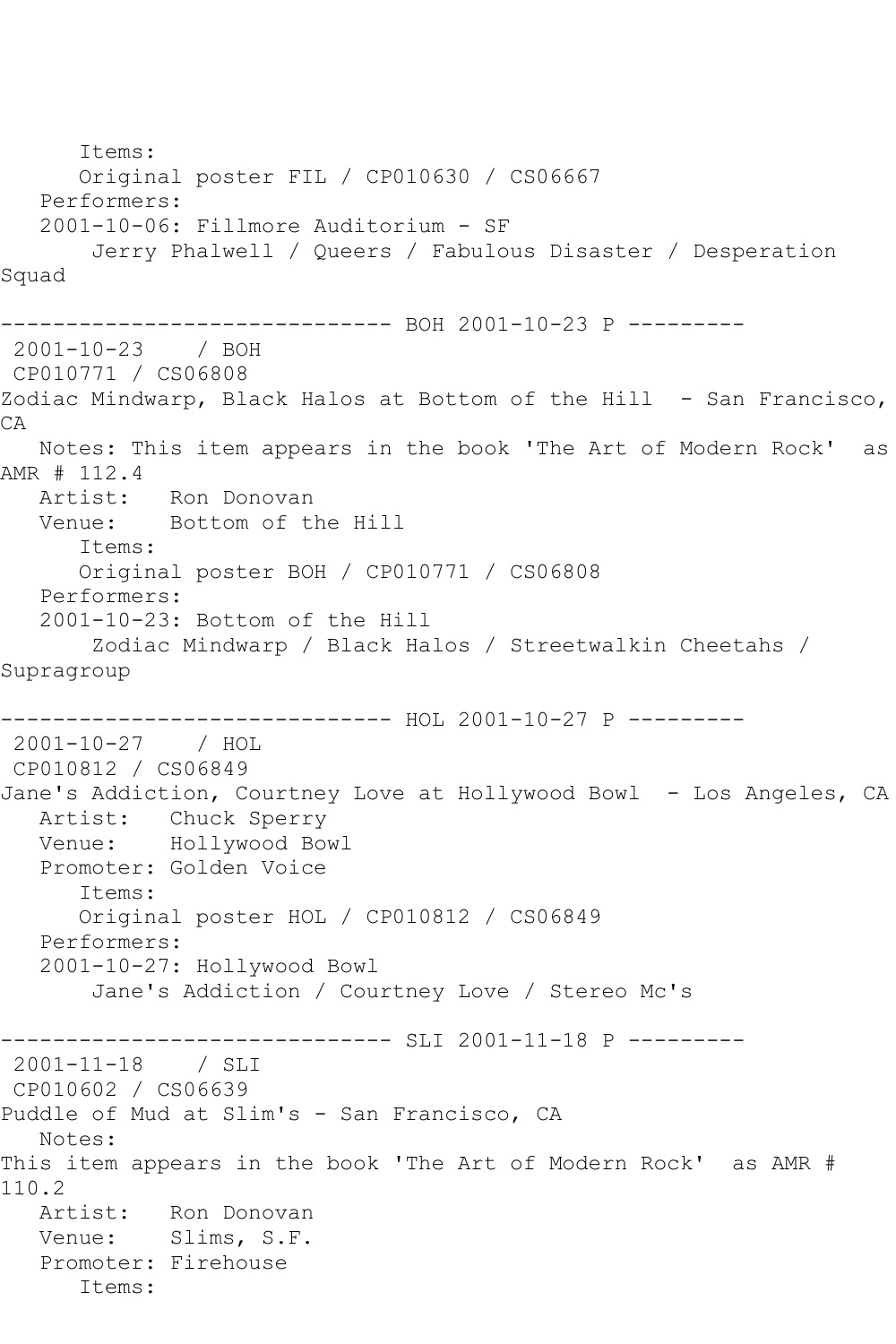Items:
      Original poster FIL / CP010630 / CS06667
   Performers:
   2001-10-06: Fillmore Auditorium - SF
       Jerry Phalwell / Queers / Fabulous Disaster / Desperation Squad

------------------------------ BOH 2001-10-23 P ---------

2001-10-23 / BOH
CP010771 / CS06808
Zodiac Mindwarp, Black Halos at Bottom of the Hill - San Francisco, CA
   Notes: This item appears in the book 'The Art of Modern Rock' as AMR # 112.4
   Artist: Ron Donovan
   Venue: Bottom of the Hill
      Items:
      Original poster BOH / CP010771 / CS06808
   Performers:
   2001-10-23: Bottom of the Hill
       Zodiac Mindwarp / Black Halos / Streetwalkin Cheetahs / Supragroup

------------------------------ HOL 2001-10-27 P ---------

2001-10-27 / HOL
CP010812 / CS06849
Jane's Addiction, Courtney Love at Hollywood Bowl - Los Angeles, CA
   Artist: Chuck Sperry
   Venue: Hollywood Bowl
   Promoter: Golden Voice
      Items:
      Original poster HOL / CP010812 / CS06849
   Performers:
   2001-10-27: Hollywood Bowl
       Jane's Addiction / Courtney Love / Stereo Mc's

------------------------------ SLI 2001-11-18 P ---------

2001-11-18 / SLI
CP010602 / CS06639
Puddle of Mud at Slim's - San Francisco, CA
   Notes:
This item appears in the book 'The Art of Modern Rock' as AMR # 110.2
   Artist: Ron Donovan
   Venue: Slims, S.F.
   Promoter: Firehouse
      Items: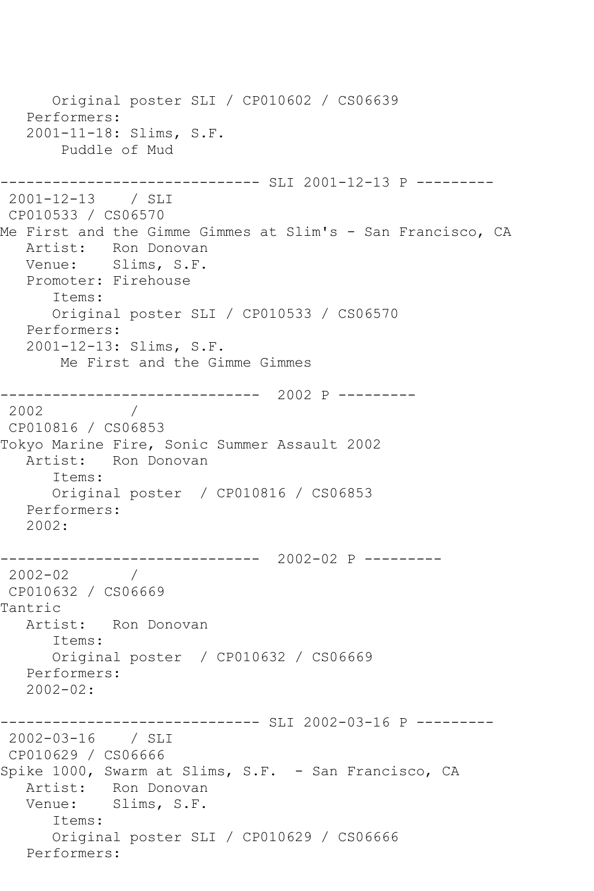```
      Original poster SLI / CP010602 / CS06639
   Performers:
   2001-11-18: Slims, S.F.
       Puddle of Mud

------------------------------ SLI 2001-12-13 P ---------
 2001-12-13    / SLI
 CP010533 / CS06570
Me First and the Gimme Gimmes at Slim's - San Francisco, CA
   Artist:   Ron Donovan
   Venue:    Slims, S.F.
   Promoter: Firehouse
      Items:
      Original poster SLI / CP010533 / CS06570
   Performers:
   2001-12-13: Slims, S.F.
       Me First and the Gimme Gimmes

------------------------------  2002 P ---------
 2002          /
 CP010816 / CS06853
Tokyo Marine Fire, Sonic Summer Assault 2002
   Artist:   Ron Donovan
      Items:
      Original poster  / CP010816 / CS06853
   Performers:
   2002:

------------------------------  2002-02 P ---------
 2002-02       /
 CP010632 / CS06669
Tantric
   Artist:   Ron Donovan
      Items:
      Original poster  / CP010632 / CS06669
   Performers:
   2002-02:

------------------------------ SLI 2002-03-16 P ---------
 2002-03-16    / SLI
 CP010629 / CS06666
Spike 1000, Swarm at Slims, S.F.  - San Francisco, CA
   Artist:   Ron Donovan
   Venue:    Slims, S.F.
      Items:
      Original poster SLI / CP010629 / CS06666
   Performers:
```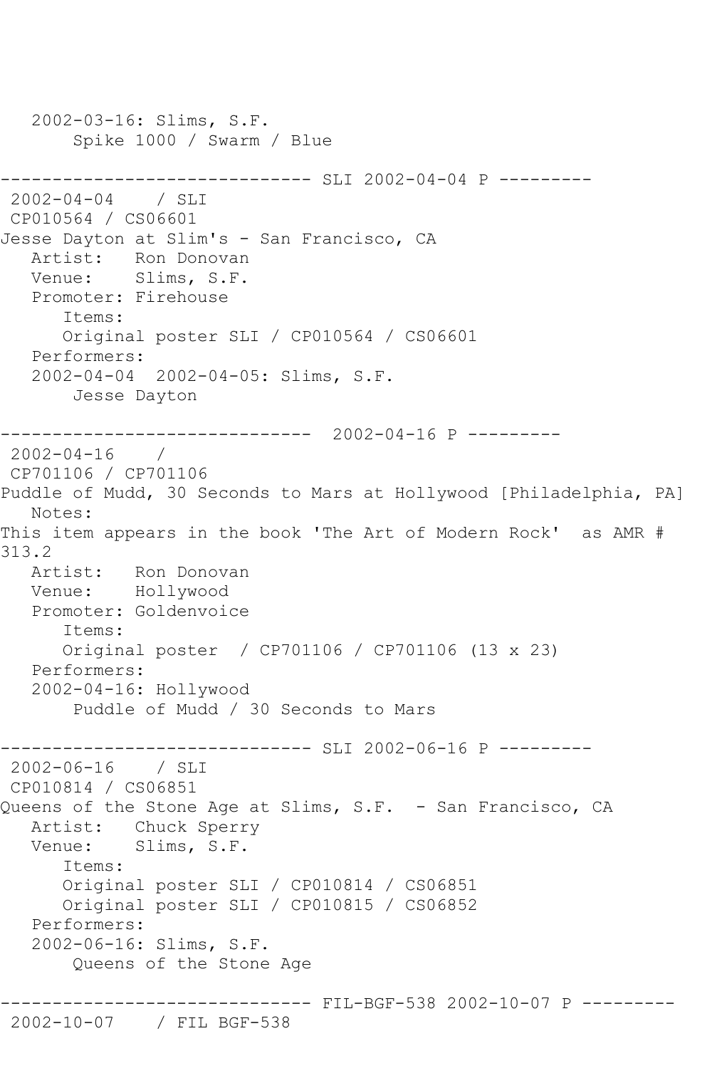```
   2002-03-16: Slims, S.F.
       Spike 1000 / Swarm / Blue

------------------------------ SLI 2002-04-04 P ---------
 2002-04-04    / SLI
 CP010564 / CS06601
Jesse Dayton at Slim's - San Francisco, CA
   Artist:   Ron Donovan
   Venue:    Slims, S.F.
   Promoter: Firehouse
      Items:
      Original poster SLI / CP010564 / CS06601
   Performers:
   2002-04-04  2002-04-05: Slims, S.F.
       Jesse Dayton

------------------------------  2002-04-16 P ---------
 2002-04-16    /
 CP701106 / CP701106
Puddle of Mudd, 30 Seconds to Mars at Hollywood [Philadelphia, PA]
   Notes:
This item appears in the book 'The Art of Modern Rock'  as AMR #
313.2
   Artist:   Ron Donovan
   Venue:    Hollywood
   Promoter: Goldenvoice
      Items:
      Original poster  / CP701106 / CP701106 (13 x 23)
   Performers:
   2002-04-16: Hollywood
       Puddle of Mudd / 30 Seconds to Mars

------------------------------ SLI 2002-06-16 P ---------
 2002-06-16    / SLI
 CP010814 / CS06851
Queens of the Stone Age at Slims, S.F.  - San Francisco, CA
   Artist:   Chuck Sperry
   Venue:    Slims, S.F.
      Items:
      Original poster SLI / CP010814 / CS06851
      Original poster SLI / CP010815 / CS06852
   Performers:
   2002-06-16: Slims, S.F.
       Queens of the Stone Age

------------------------------ FIL-BGF-538 2002-10-07 P ---------
 2002-10-07    / FIL BGF-538
```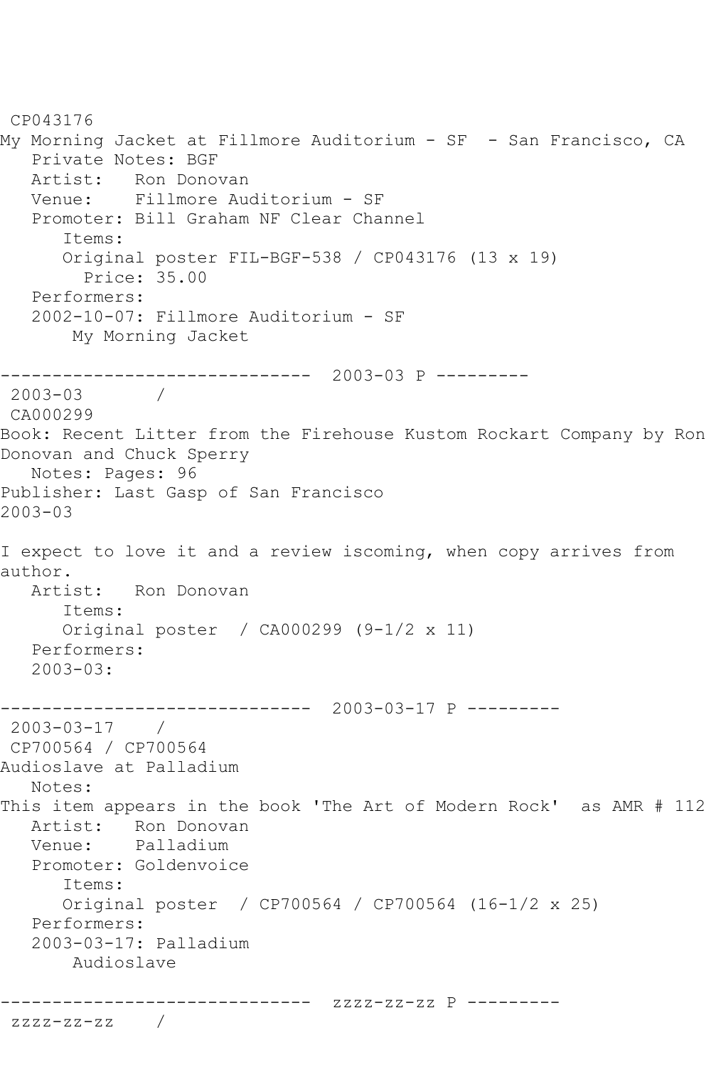CP043176
My Morning Jacket at Fillmore Auditorium - SF  - San Francisco, CA
   Private Notes: BGF
   Artist:   Ron Donovan
   Venue:    Fillmore Auditorium - SF
   Promoter: Bill Graham NF Clear Channel
      Items:
      Original poster FIL-BGF-538 / CP043176 (13 x 19)
        Price: 35.00
   Performers:
   2002-10-07: Fillmore Auditorium - SF
       My Morning Jacket

------------------------------ 2003-03 P ---------
2003-03       /
CA000299
Book: Recent Litter from the Firehouse Kustom Rockart Company by Ron Donovan and Chuck Sperry
   Notes: Pages: 96
Publisher: Last Gasp of San Francisco
2003-03

I expect to love it and a review iscoming, when copy arrives from author.
   Artist:   Ron Donovan
      Items:
      Original poster  / CA000299 (9-1/2 x 11)
   Performers:
   2003-03:

------------------------------ 2003-03-17 P ---------
2003-03-17    /
CP700564 / CP700564
Audioslave at Palladium
   Notes:
This item appears in the book 'The Art of Modern Rock'  as AMR # 112
   Artist:   Ron Donovan
   Venue:    Palladium
   Promoter: Goldenvoice
      Items:
      Original poster  / CP700564 / CP700564 (16-1/2 x 25)
   Performers:
   2003-03-17: Palladium
       Audioslave

------------------------------ zzzz-zz-zz P ---------
zzzz-zz-zz    /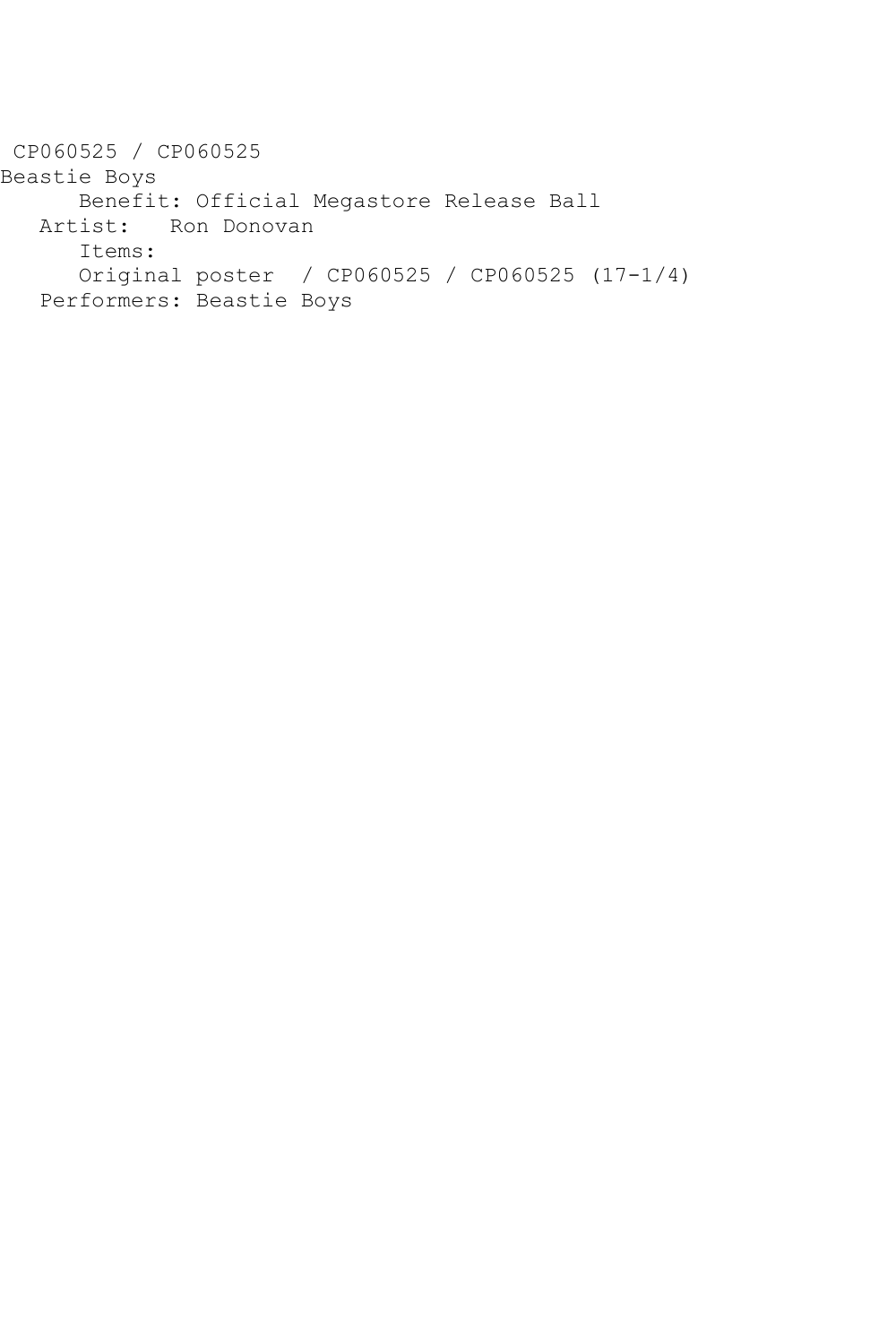CP060525 / CP060525

Beastie Boys

Benefit: Official Megastore Release Ball

Artist: Ron Donovan

Items:

Original poster / CP060525 / CP060525 (17-1/4)

Performers: Beastie Boys